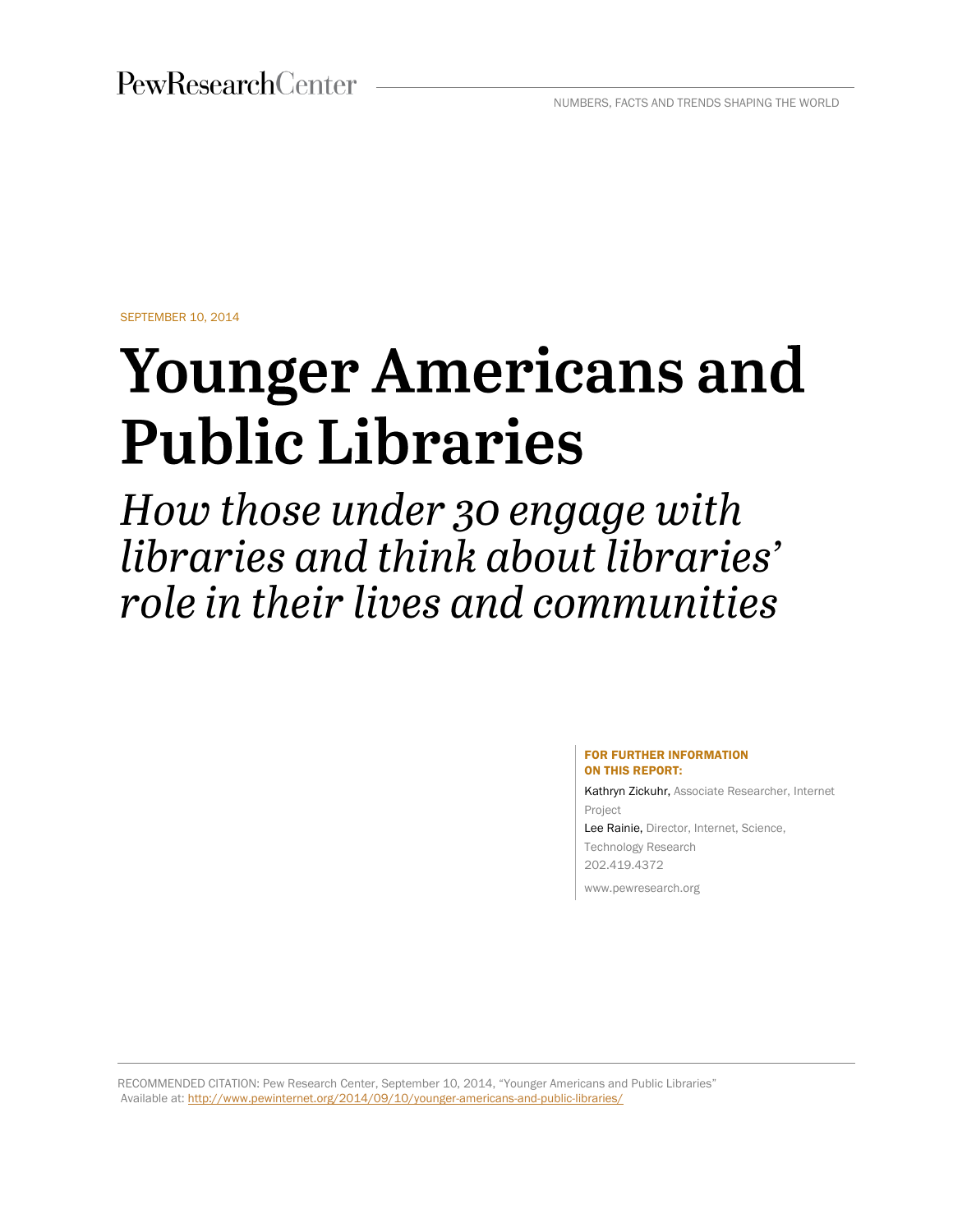PewResearchCenter

NUMBERS, FACTS AND TRENDS SHAPING THE WORLD

SEPTEMBER 10, 2014

# Younger Americans and Public Libraries

## *How those under 30 engage with libraries and think about libraries' role in their lives and communities*

**FOR FURTHER INFORMATION ON THIS REPORT:**

Kathryn Zickuhr, Associate Researcher, Internet Project

Lee Rainie, Director, Internet, Science, Technology Research

202.419.4372

www.pewresearch.org

RECOMMENDED CITATION: Pew Research Center, September 10, 2014, "Younger Americans and Public Libraries" Available at: http://www.pewinternet.org/2014/09/10/younger-americans-and-public-libraries/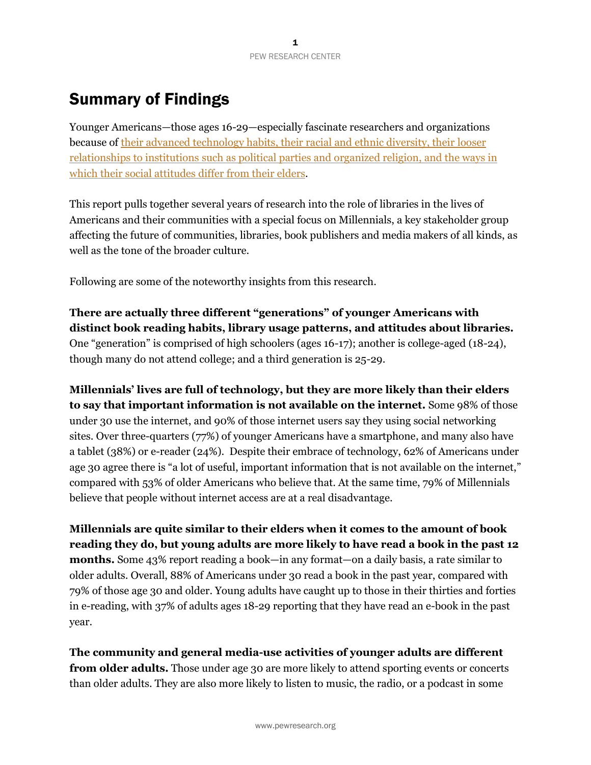# Summary of Findings

Younger Americans—those ages 16-29—especially fascinate researchers and organizations because of their advanced technology habits, their racial and ethnic diversity, their looser relationships to institutions such as political parties and organized religion, and the ways in which their social attitudes differ from their elders.

This report pulls together several years of research into the role of libraries in the lives of Americans and their communities with a special focus on Millennials, a key stakeholder group affecting the future of communities, libraries, book publishers and media makers of all kinds, as well as the tone of the broader culture.

Following are some of the noteworthy insights from this research.

**There are actually three different "generations" of younger Americans with distinct book reading habits, library usage patterns, and attitudes about libraries.** One "generation" is comprised of high schoolers (ages 16-17); another is college-aged (18-24), though many do not attend college; and a third generation is 25-29.

**Millennials' lives are full of technology, but they are more likely than their elders to say that important information is not available on the internet.** Some 98% of those under 30 use the internet, and 90% of those internet users say they using social networking sites. Over three-quarters (77%) of younger Americans have a smartphone, and many also have a tablet (38%) or e-reader (24%). Despite their embrace of technology, 62% of Americans under age 30 agree there is "a lot of useful, important information that is not available on the internet," compared with 53% of older Americans who believe that. At the same time, 79% of Millennials believe that people without internet access are at a real disadvantage.

**Millennials are quite similar to their elders when it comes to the amount of book reading they do, but young adults are more likely to have read a book in the past 12 months.** Some 43% report reading a book—in any format—on a daily basis, a rate similar to older adults. Overall, 88% of Americans under 30 read a book in the past year, compared with 79% of those age 30 and older. Young adults have caught up to those in their thirties and forties in e-reading, with 37% of adults ages 18-29 reporting that they have read an e-book in the past year.

**The community and general media-use activities of younger adults are different from older adults.** Those under age 30 are more likely to attend sporting events or concerts than older adults. They are also more likely to listen to music, the radio, or a podcast in some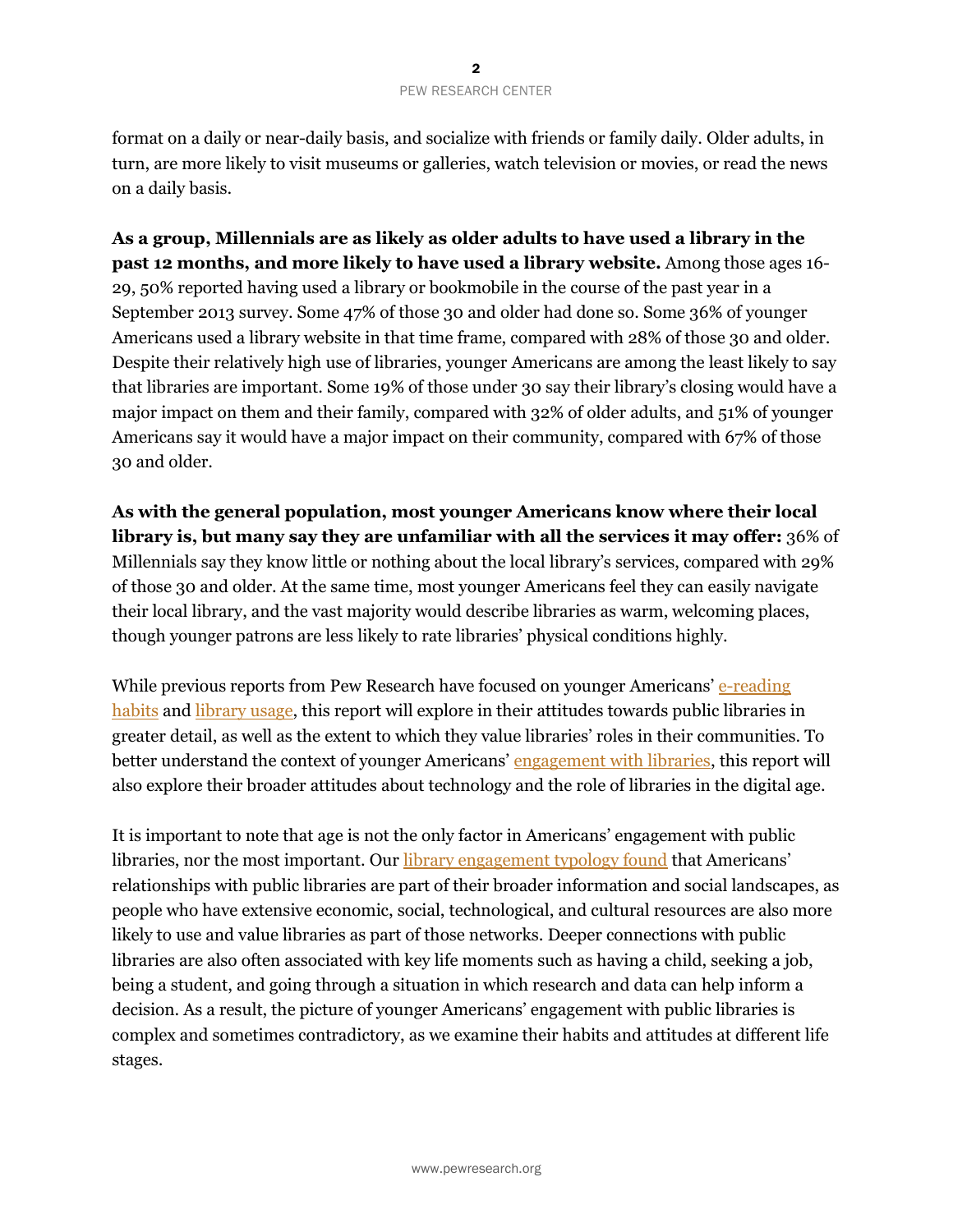format on a daily or near-daily basis, and socialize with friends or family daily. Older adults, in turn, are more likely to visit museums or galleries, watch television or movies, or read the news on a daily basis.

**As a group, Millennials are as likely as older adults to have used a library in the past 12 months, and more likely to have used a library website.** Among those ages 16-29, 50% reported having used a library or bookmobile in the course of the past year in a September 2013 survey. Some 47% of those 30 and older had done so. Some 36% of younger Americans used a library website in that time frame, compared with 28% of those 30 and older. Despite their relatively high use of libraries, younger Americans are among the least likely to say that libraries are important. Some 19% of those under 30 say their library's closing would have a major impact on them and their family, compared with 32% of older adults, and 51% of younger Americans say it would have a major impact on their community, compared with 67% of those 30 and older.

**As with the general population, most younger Americans know where their local library is, but many say they are unfamiliar with all the services it may offer:** 36% of Millennials say they know little or nothing about the local library's services, compared with 29% of those 30 and older. At the same time, most younger Americans feel they can easily navigate their local library, and the vast majority would describe libraries as warm, welcoming places, though younger patrons are less likely to rate libraries' physical conditions highly.

While previous reports from Pew Research have focused on younger Americans' e-reading habits and library usage, this report will explore in their attitudes towards public libraries in greater detail, as well as the extent to which they value libraries' roles in their communities. To better understand the context of younger Americans' engagement with libraries, this report will also explore their broader attitudes about technology and the role of libraries in the digital age.

It is important to note that age is not the only factor in Americans' engagement with public libraries, nor the most important. Our library engagement typology found that Americans' relationships with public libraries are part of their broader information and social landscapes, as people who have extensive economic, social, technological, and cultural resources are also more likely to use and value libraries as part of those networks. Deeper connections with public libraries are also often associated with key life moments such as having a child, seeking a job, being a student, and going through a situation in which research and data can help inform a decision. As a result, the picture of younger Americans' engagement with public libraries is complex and sometimes contradictory, as we examine their habits and attitudes at different life stages.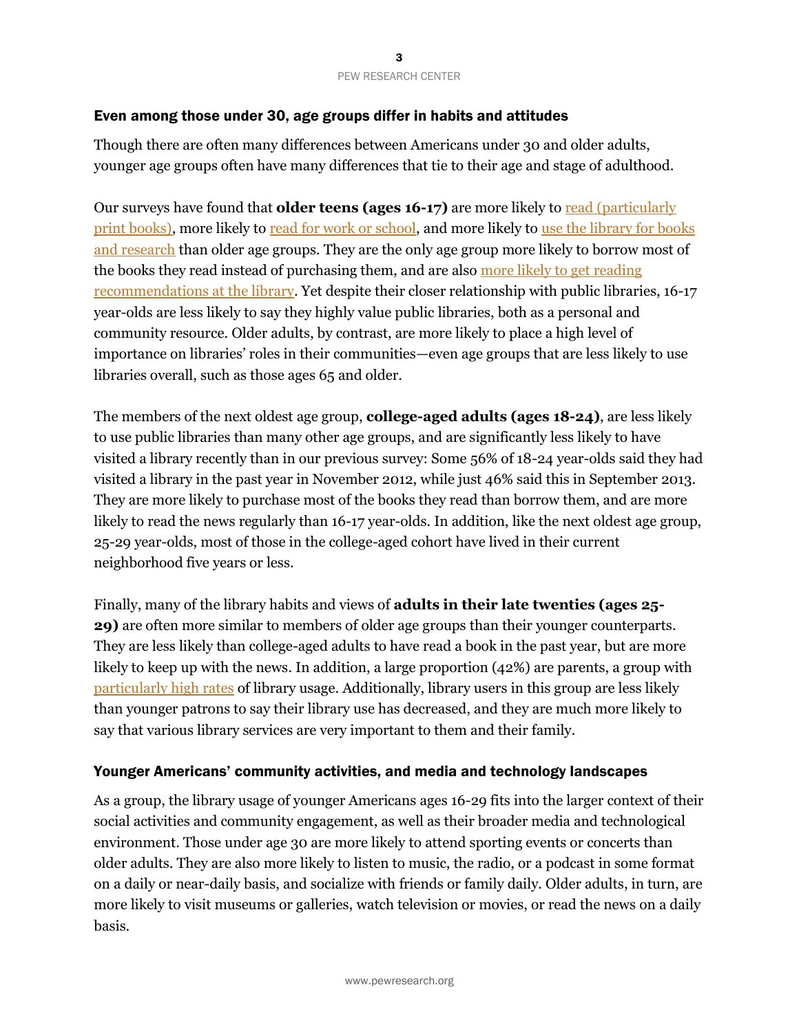## Even among those under 30, age groups differ in habits and attitudes

Though there are often many differences between Americans under 30 and older adults, younger age groups often have many differences that tie to their age and stage of adulthood.

Our surveys have found that **older teens (ages 16-17)** are more likely to read (particularly print books), more likely to read for work or school, and more likely to use the library for books and research than older age groups. They are the only age group more likely to borrow most of the books they read instead of purchasing them, and are also more likely to get reading recommendations at the library. Yet despite their closer relationship with public libraries, 16-17 year-olds are less likely to say they highly value public libraries, both as a personal and community resource. Older adults, by contrast, are more likely to place a high level of importance on libraries' roles in their communities—even age groups that are less likely to use libraries overall, such as those ages 65 and older.

The members of the next oldest age group, **college-aged adults (ages 18-24)**, are less likely to use public libraries than many other age groups, and are significantly less likely to have visited a library recently than in our previous survey: Some 56% of 18-24 year-olds said they had visited a library in the past year in November 2012, while just 46% said this in September 2013. They are more likely to purchase most of the books they read than borrow them, and are more likely to read the news regularly than 16-17 year-olds. In addition, like the next oldest age group, 25-29 year-olds, most of those in the college-aged cohort have lived in their current neighborhood five years or less.

Finally, many of the library habits and views of **adults in their late twenties (ages 25-29)** are often more similar to members of older age groups than their younger counterparts. They are less likely than college-aged adults to have read a book in the past year, but are more likely to keep up with the news. In addition, a large proportion (42%) are parents, a group with particularly high rates of library usage. Additionally, library users in this group are less likely than younger patrons to say their library use has decreased, and they are much more likely to say that various library services are very important to them and their family.

## Younger Americans' community activities, and media and technology landscapes

As a group, the library usage of younger Americans ages 16-29 fits into the larger context of their social activities and community engagement, as well as their broader media and technological environment. Those under age 30 are more likely to attend sporting events or concerts than older adults. They are also more likely to listen to music, the radio, or a podcast in some format on a daily or near-daily basis, and socialize with friends or family daily. Older adults, in turn, are more likely to visit museums or galleries, watch television or movies, or read the news on a daily basis.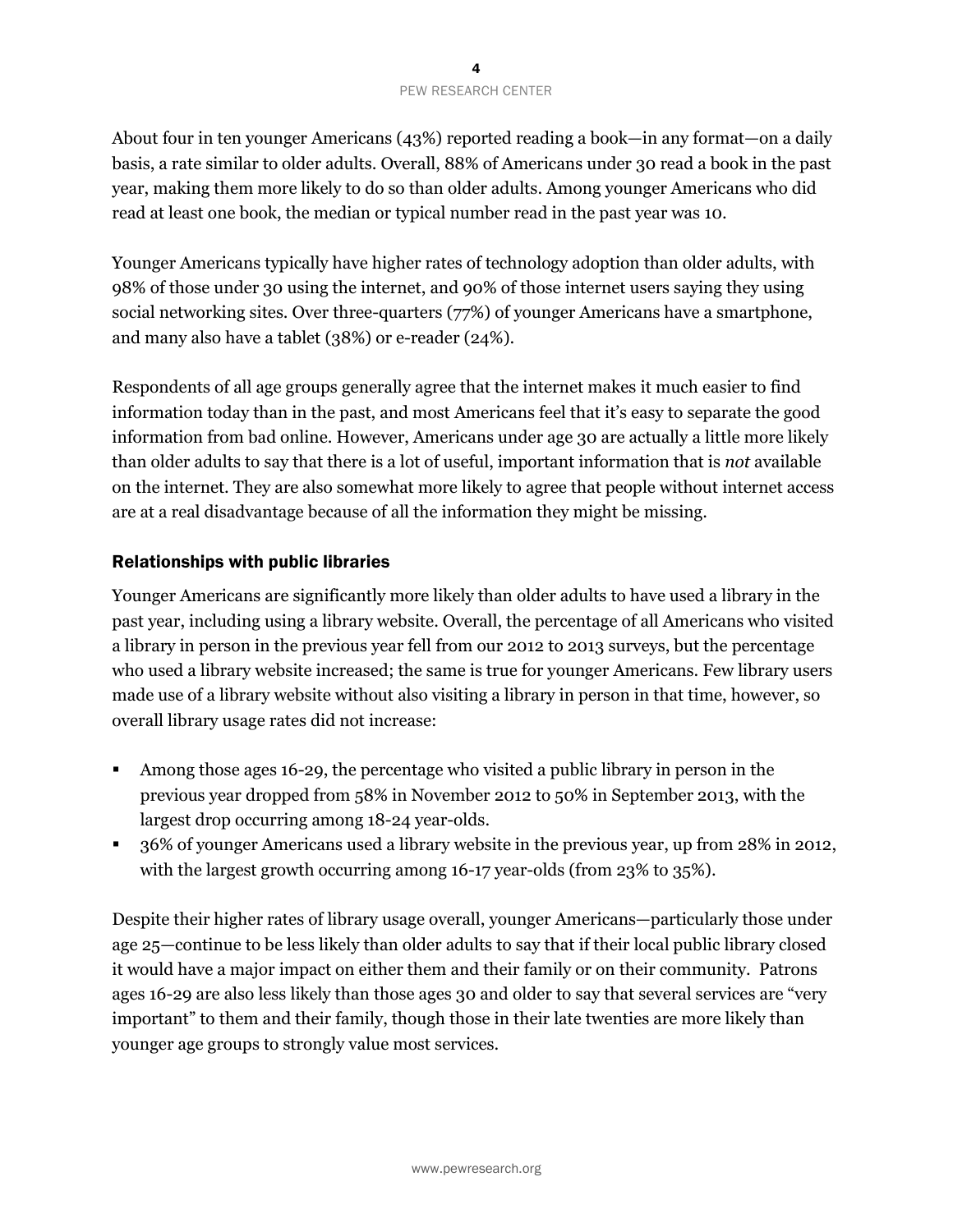About four in ten younger Americans (43%) reported reading a book—in any format—on a daily basis, a rate similar to older adults. Overall, 88% of Americans under 30 read a book in the past year, making them more likely to do so than older adults. Among younger Americans who did read at least one book, the median or typical number read in the past year was 10.

Younger Americans typically have higher rates of technology adoption than older adults, with 98% of those under 30 using the internet, and 90% of those internet users saying they using social networking sites. Over three-quarters (77%) of younger Americans have a smartphone, and many also have a tablet (38%) or e-reader (24%).

Respondents of all age groups generally agree that the internet makes it much easier to find information today than in the past, and most Americans feel that it's easy to separate the good information from bad online. However, Americans under age 30 are actually a little more likely than older adults to say that there is a lot of useful, important information that is *not* available on the internet. They are also somewhat more likely to agree that people without internet access are at a real disadvantage because of all the information they might be missing.

## Relationships with public libraries

Younger Americans are significantly more likely than older adults to have used a library in the past year, including using a library website. Overall, the percentage of all Americans who visited a library in person in the previous year fell from our 2012 to 2013 surveys, but the percentage who used a library website increased; the same is true for younger Americans. Few library users made use of a library website without also visiting a library in person in that time, however, so overall library usage rates did not increase:

- Among those ages 16-29, the percentage who visited a public library in person in the previous year dropped from 58% in November 2012 to 50% in September 2013, with the largest drop occurring among 18-24 year-olds.
- 36% of younger Americans used a library website in the previous year, up from 28% in 2012, with the largest growth occurring among 16-17 year-olds (from 23% to 35%).

Despite their higher rates of library usage overall, younger Americans—particularly those under age 25—continue to be less likely than older adults to say that if their local public library closed it would have a major impact on either them and their family or on their community. Patrons ages 16-29 are also less likely than those ages 30 and older to say that several services are "very important" to them and their family, though those in their late twenties are more likely than younger age groups to strongly value most services.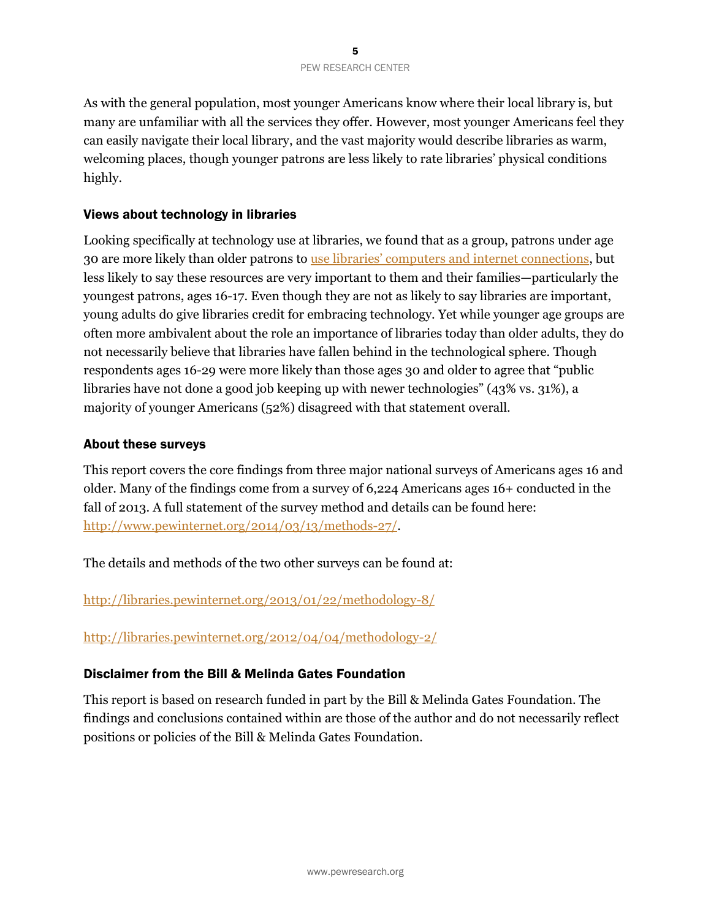As with the general population, most younger Americans know where their local library is, but many are unfamiliar with all the services they offer. However, most younger Americans feel they can easily navigate their local library, and the vast majority would describe libraries as warm, welcoming places, though younger patrons are less likely to rate libraries' physical conditions highly.

### Views about technology in libraries

Looking specifically at technology use at libraries, we found that as a group, patrons under age 30 are more likely than older patrons to use libraries' computers and internet connections, but less likely to say these resources are very important to them and their families—particularly the youngest patrons, ages 16-17. Even though they are not as likely to say libraries are important, young adults do give libraries credit for embracing technology. Yet while younger age groups are often more ambivalent about the role an importance of libraries today than older adults, they do not necessarily believe that libraries have fallen behind in the technological sphere. Though respondents ages 16-29 were more likely than those ages 30 and older to agree that "public libraries have not done a good job keeping up with newer technologies" (43% vs. 31%), a majority of younger Americans (52%) disagreed with that statement overall.

### About these surveys

This report covers the core findings from three major national surveys of Americans ages 16 and older. Many of the findings come from a survey of 6,224 Americans ages 16+ conducted in the fall of 2013. A full statement of the survey method and details can be found here: http://www.pewinternet.org/2014/03/13/methods-27/.

The details and methods of the two other surveys can be found at:

http://libraries.pewinternet.org/2013/01/22/methodology-8/

http://libraries.pewinternet.org/2012/04/04/methodology-2/

### Disclaimer from the Bill & Melinda Gates Foundation

This report is based on research funded in part by the Bill & Melinda Gates Foundation. The findings and conclusions contained within are those of the author and do not necessarily reflect positions or policies of the Bill & Melinda Gates Foundation.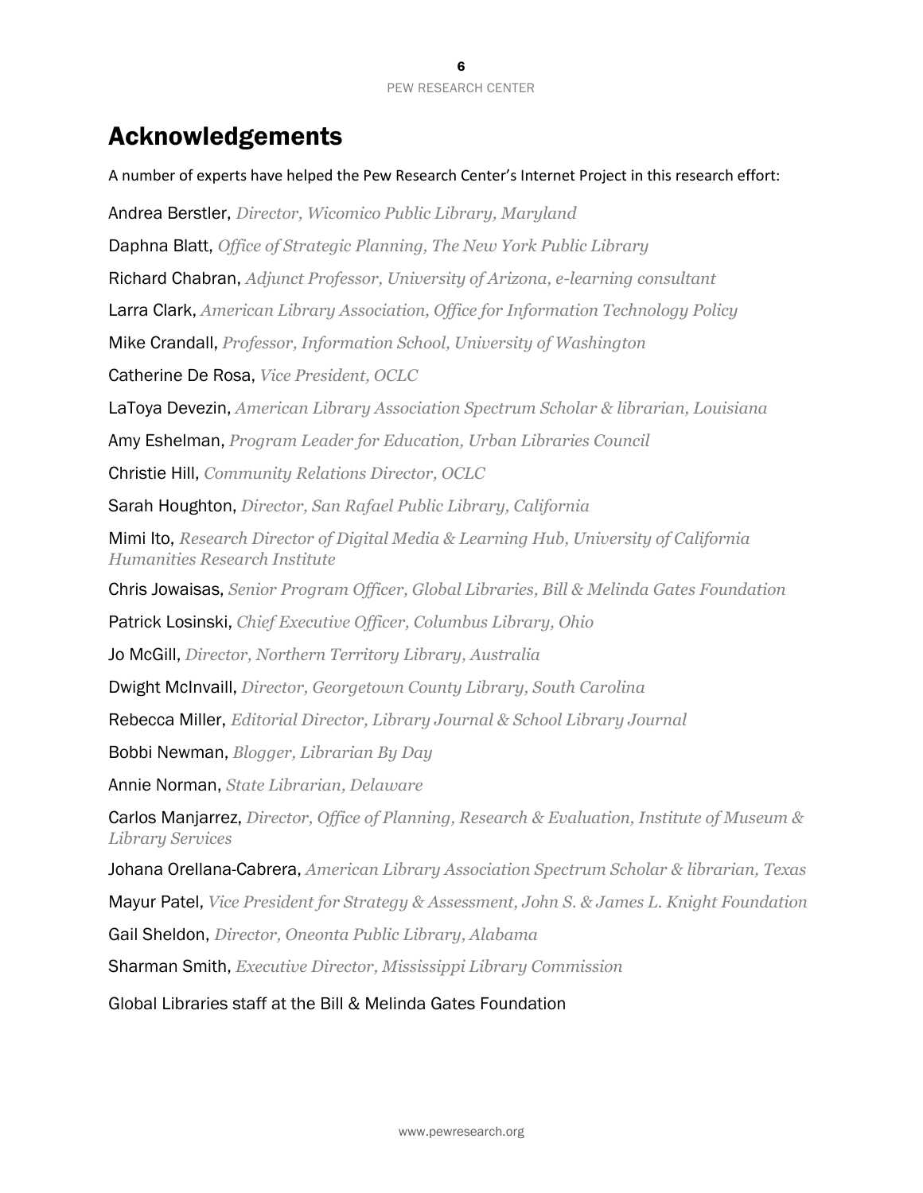# Acknowledgements

A number of experts have helped the Pew Research Center's Internet Project in this research effort:

Andrea Berstler, *Director, Wicomico Public Library, Maryland*

Daphna Blatt, *Office of Strategic Planning, The New York Public Library*

Richard Chabran, *Adjunct Professor, University of Arizona, e-learning consultant*

Larra Clark, *American Library Association, Office for Information Technology Policy*

Mike Crandall, *Professor, Information School, University of Washington*

Catherine De Rosa, *Vice President, OCLC*

LaToya Devezin, *American Library Association Spectrum Scholar & librarian, Louisiana*

Amy Eshelman, *Program Leader for Education, Urban Libraries Council*

Christie Hill, *Community Relations Director, OCLC*

Sarah Houghton, *Director, San Rafael Public Library, California*

Mimi Ito, *Research Director of Digital Media & Learning Hub, University of California Humanities Research Institute*

Chris Jowaisas, *Senior Program Officer, Global Libraries, Bill & Melinda Gates Foundation*

Patrick Losinski, *Chief Executive Officer, Columbus Library, Ohio*

Jo McGill, *Director, Northern Territory Library, Australia*

Dwight McInvaill, *Director, Georgetown County Library, South Carolina*

Rebecca Miller, *Editorial Director, Library Journal & School Library Journal*

Bobbi Newman, *Blogger, Librarian By Day*

Annie Norman, *State Librarian, Delaware*

Carlos Manjarrez, *Director, Office of Planning, Research & Evaluation, Institute of Museum & Library Services*

Johana Orellana-Cabrera, *American Library Association Spectrum Scholar & librarian, Texas*

Mayur Patel, *Vice President for Strategy & Assessment, John S. & James L. Knight Foundation*

Gail Sheldon, *Director, Oneonta Public Library, Alabama*

Sharman Smith, *Executive Director, Mississippi Library Commission*

Global Libraries staff at the Bill & Melinda Gates Foundation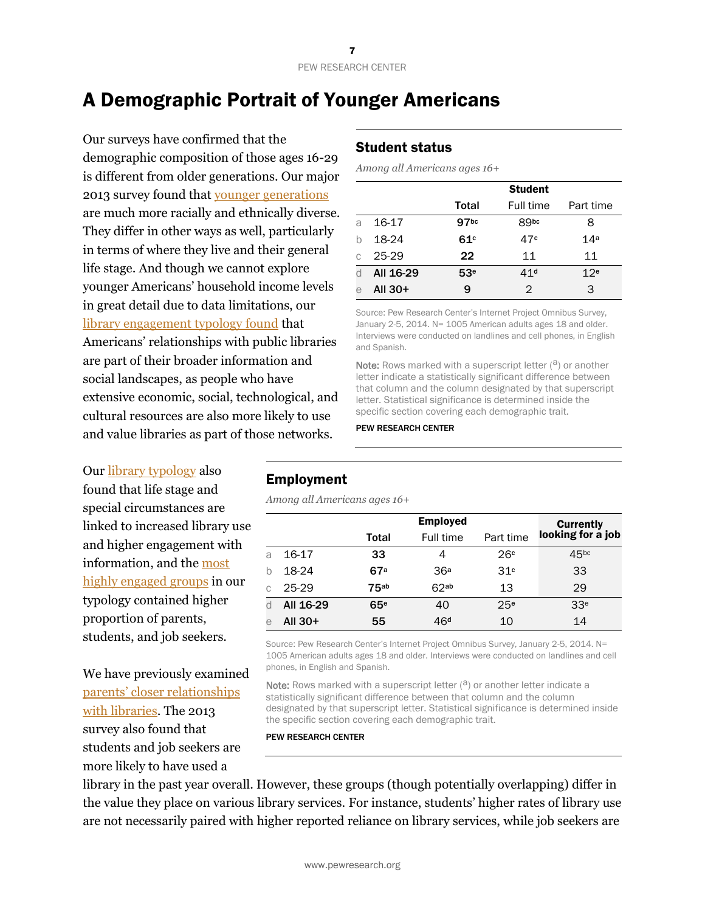# A Demographic Portrait of Younger Americans

Our surveys have confirmed that the demographic composition of those ages 16-29 is different from older generations. Our major 2013 survey found that younger generations are much more racially and ethnically diverse. They differ in other ways as well, particularly in terms of where they live and their general life stage. And though we cannot explore younger Americans' household income levels in great detail due to data limitations, our library engagement typology found that Americans' relationships with public libraries are part of their broader information and social landscapes, as people who have extensive economic, social, technological, and cultural resources are also more likely to use and value libraries as part of those networks.

## Student status

*Among all Americans ages 16+*

| | | | Student | |
|---|---|---|---|---|
| | | **Total** | Full time | Part time |
| a | 16-17 | **97**[bc] | 89[bc] | 8 |
| b | 18-24 | **61**[c] | 47[c] | 14[a] |
| c | 25-29 | **22** | 11 | 11 |
| d | **All 16-29** | **53**[e] | 41[d] | 12[e] |
| e | **All 30+** | **9** | 2 | 3 |

Source: Pew Research Center's Internet Project Omnibus Survey, January 2-5, 2014. N= 1005 American adults ages 18 and older. Interviews were conducted on landlines and cell phones, in English and Spanish.

Note: Rows marked with a superscript letter ([a]) or another letter indicate a statistically significant difference between that column and the column designated by that superscript letter. Statistical significance is determined inside the specific section covering each demographic trait.

PEW RESEARCH CENTER

Our library typology also found that life stage and special circumstances are linked to increased library use and higher engagement with information, and the most highly engaged groups in our typology contained higher proportion of parents, students, and job seekers.

## Employment

*Among all Americans ages 16+*

| | | | Employed | | |
|---|---|---|---|---|---|
| | | **Total** | Full time | Part time | **Currently looking for a job** |
| a | 16-17 | **33** | 4 | 26[c] | 45[bc] |
| b | 18-24 | **67**[a] | 36[a] | 31[c] | 33 |
| c | 25-29 | **75**[ab] | 62[ab] | 13 | 29 |
| d | **All 16-29** | **65**[e] | 40 | 25[e] | 33[e] |
| e | **All 30+** | **55** | 46[d] | 10 | 14 |

Source: Pew Research Center's Internet Project Omnibus Survey, January 2-5, 2014. N= 1005 American adults ages 18 and older. Interviews were conducted on landlines and cell phones, in English and Spanish.

Note: Rows marked with a superscript letter ([a]) or another letter indicate a statistically significant difference between that column and the column designated by that superscript letter. Statistical significance is determined inside the specific section covering each demographic trait.

PEW RESEARCH CENTER

We have previously examined parents' closer relationships with libraries. The 2013 survey also found that students and job seekers are more likely to have used a library in the past year overall. However, these groups (though potentially overlapping) differ in the value they place on various library services. For instance, students' higher rates of library use are not necessarily paired with higher reported reliance on library services, while job seekers are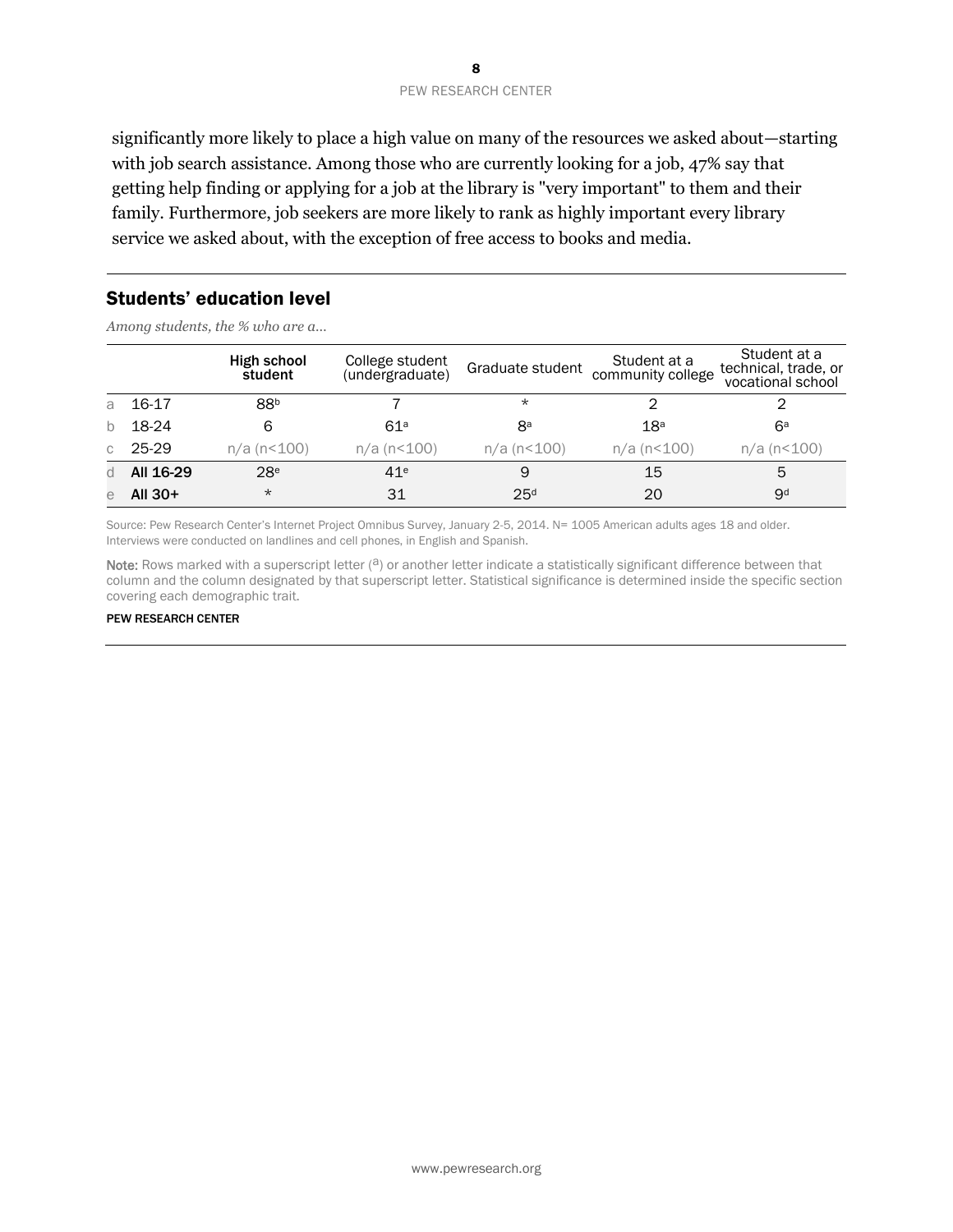significantly more likely to place a high value on many of the resources we asked about—starting with job search assistance. Among those who are currently looking for a job, 47% say that getting help finding or applying for a job at the library is "very important" to them and their family. Furthermore, job seekers are more likely to rank as highly important every library service we asked about, with the exception of free access to books and media.

## Students' education level

*Among students, the % who are a…*

| | | High school student | College student (undergraduate) | Graduate student | Student at a community college | Student at a technical, trade, or vocational school |
|---|---|---|---|---|---|---|
| a | 16-17 | 88[b] | 7 | * | 2 | 2 |
| b | 18-24 | 6 | 61[a] | 8[a] | 18[a] | 6[a] |
| c | 25-29 | n/a (n<100) | n/a (n<100) | n/a (n<100) | n/a (n<100) | n/a (n<100) |
| d | **All 16-29** | 28[e] | 41[e] | 9 | 15 | 5 |
| e | **All 30+** | * | 31 | 25[d] | 20 | 9[d] |

Source: Pew Research Center's Internet Project Omnibus Survey, January 2-5, 2014. N= 1005 American adults ages 18 and older. Interviews were conducted on landlines and cell phones, in English and Spanish.

**Note:** Rows marked with a superscript letter ([a]) or another letter indicate a statistically significant difference between that column and the column designated by that superscript letter. Statistical significance is determined inside the specific section covering each demographic trait.

PEW RESEARCH CENTER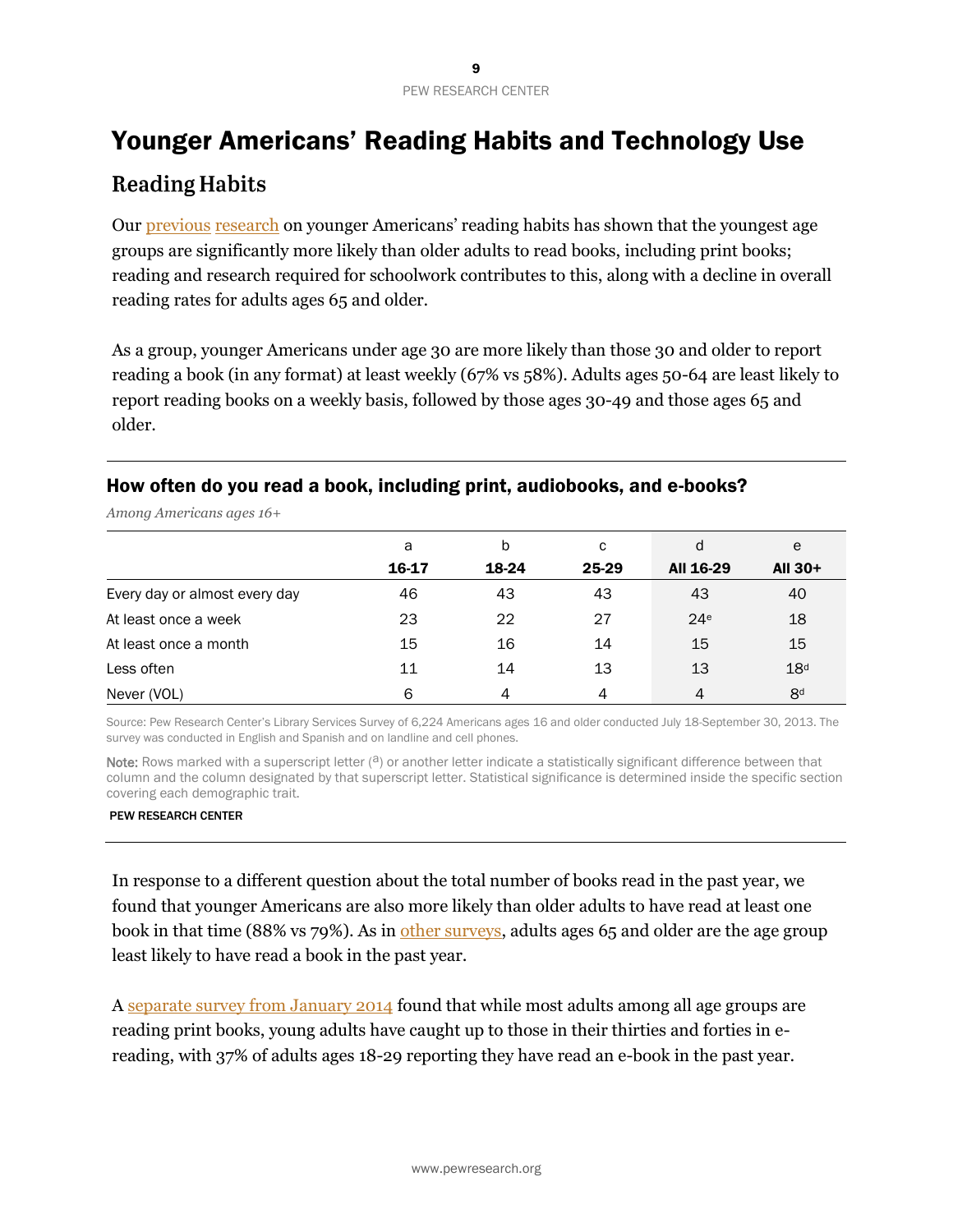# Younger Americans' Reading Habits and Technology Use

## Reading Habits

Our previous research on younger Americans' reading habits has shown that the youngest age groups are significantly more likely than older adults to read books, including print books; reading and research required for schoolwork contributes to this, along with a decline in overall reading rates for adults ages 65 and older.

As a group, younger Americans under age 30 are more likely than those 30 and older to report reading a book (in any format) at least weekly (67% vs 58%). Adults ages 50-64 are least likely to report reading books on a weekly basis, followed by those ages 30-49 and those ages 65 and older.

### How often do you read a book, including print, audiobooks, and e-books?

*Among Americans ages 16+*

| | a<br>**16-17** | b<br>**18-24** | c<br>**25-29** | d<br>**All 16-29** | e<br>**All 30+** |
|---|---|---|---|---|---|
| Every day or almost every day | 46 | 43 | 43 | 43 | 40 |
| At least once a week | 23 | 22 | 27 | 24[e] | 18 |
| At least once a month | 15 | 16 | 14 | 15 | 15 |
| Less often | 11 | 14 | 13 | 13 | 18[d] |
| Never (VOL) | 6 | 4 | 4 | 4 | 8[d] |

Source: Pew Research Center's Library Services Survey of 6,224 Americans ages 16 and older conducted July 18-September 30, 2013. The survey was conducted in English and Spanish and on landline and cell phones.

Note: Rows marked with a superscript letter ([a]) or another letter indicate a statistically significant difference between that column and the column designated by that superscript letter. Statistical significance is determined inside the specific section covering each demographic trait.

PEW RESEARCH CENTER

In response to a different question about the total number of books read in the past year, we found that younger Americans are also more likely than older adults to have read at least one book in that time (88% vs 79%). As in other surveys, adults ages 65 and older are the age group least likely to have read a book in the past year.

A separate survey from January 2014 found that while most adults among all age groups are reading print books, young adults have caught up to those in their thirties and forties in e-reading, with 37% of adults ages 18-29 reporting they have read an e-book in the past year.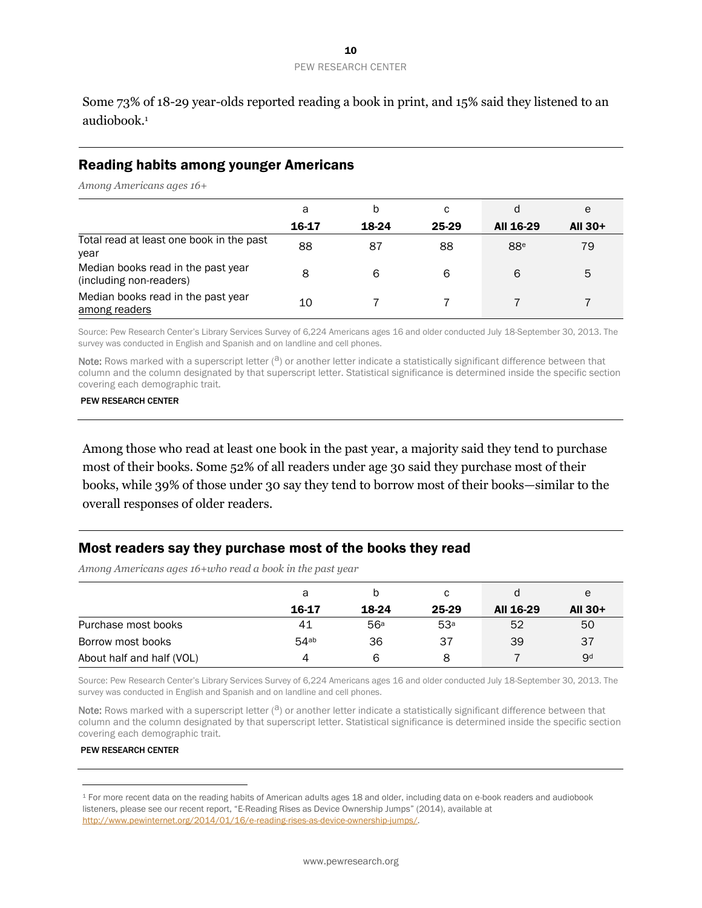Some 73% of 18-29 year-olds reported reading a book in print, and 15% said they listened to an audiobook.[1]

## Reading habits among younger Americans

*Among Americans ages 16+*

| | a | b | c | d | e |
|---|---|---|---|---|---|
| | **16-17** | **18-24** | **25-29** | **All 16-29** | **All 30+** |
| Total read at least one book in the past year | 88 | 87 | 88 | 88[e] | 79 |
| Median books read in the past year (including non-readers) | 8 | 6 | 6 | 6 | 5 |
| Median books read in the past year among readers | 10 | 7 | 7 | 7 | 7 |

Source: Pew Research Center's Library Services Survey of 6,224 Americans ages 16 and older conducted July 18-September 30, 2013. The survey was conducted in English and Spanish and on landline and cell phones.

**Note:** Rows marked with a superscript letter ([a]) or another letter indicate a statistically significant difference between that column and the column designated by that superscript letter. Statistical significance is determined inside the specific section covering each demographic trait.

PEW RESEARCH CENTER

Among those who read at least one book in the past year, a majority said they tend to purchase most of their books. Some 52% of all readers under age 30 said they purchase most of their books, while 39% of those under 30 say they tend to borrow most of their books—similar to the overall responses of older readers.

## Most readers say they purchase most of the books they read

*Among Americans ages 16+who read a book in the past year*

| | a | b | c | d | e |
|---|---|---|---|---|---|
| | **16-17** | **18-24** | **25-29** | **All 16-29** | **All 30+** |
| Purchase most books | 41 | 56[a] | 53[a] | 52 | 50 |
| Borrow most books | 54[ab] | 36 | 37 | 39 | 37 |
| About half and half (VOL) | 4 | 6 | 8 | 7 | 9[d] |

Source: Pew Research Center's Library Services Survey of 6,224 Americans ages 16 and older conducted July 18-September 30, 2013. The survey was conducted in English and Spanish and on landline and cell phones.

**Note:** Rows marked with a superscript letter ([a]) or another letter indicate a statistically significant difference between that column and the column designated by that superscript letter. Statistical significance is determined inside the specific section covering each demographic trait.

PEW RESEARCH CENTER

[1] For more recent data on the reading habits of American adults ages 18 and older, including data on e-book readers and audiobook listeners, please see our recent report, "E-Reading Rises as Device Ownership Jumps" (2014), available at http://www.pewinternet.org/2014/01/16/e-reading-rises-as-device-ownership-jumps/.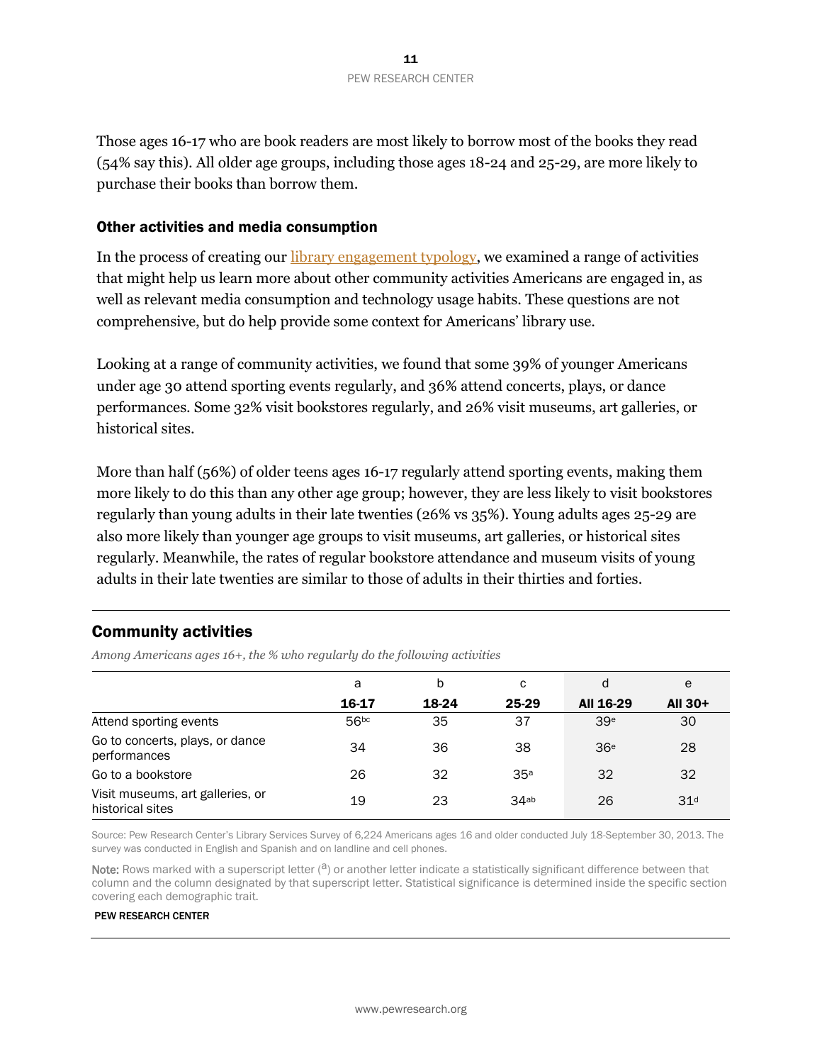Those ages 16-17 who are book readers are most likely to borrow most of the books they read (54% say this). All older age groups, including those ages 18-24 and 25-29, are more likely to purchase their books than borrow them.

### Other activities and media consumption

In the process of creating our library engagement typology, we examined a range of activities that might help us learn more about other community activities Americans are engaged in, as well as relevant media consumption and technology usage habits. These questions are not comprehensive, but do help provide some context for Americans' library use.

Looking at a range of community activities, we found that some 39% of younger Americans under age 30 attend sporting events regularly, and 36% attend concerts, plays, or dance performances. Some 32% visit bookstores regularly, and 26% visit museums, art galleries, or historical sites.

More than half (56%) of older teens ages 16-17 regularly attend sporting events, making them more likely to do this than any other age group; however, they are less likely to visit bookstores regularly than young adults in their late twenties (26% vs 35%). Young adults ages 25-29 are also more likely than younger age groups to visit museums, art galleries, or historical sites regularly. Meanwhile, the rates of regular bookstore attendance and museum visits of young adults in their late twenties are similar to those of adults in their thirties and forties.

### Community activities

*Among Americans ages 16+, the % who regularly do the following activities*

| | a | b | c | d | e |
|---|---|---|---|---|---|
| | **16-17** | **18-24** | **25-29** | **All 16-29** | **All 30+** |
| Attend sporting events | 56[bc] | 35 | 37 | 39[e] | 30 |
| Go to concerts, plays, or dance performances | 34 | 36 | 38 | 36[e] | 28 |
| Go to a bookstore | 26 | 32 | 35[a] | 32 | 32 |
| Visit museums, art galleries, or historical sites | 19 | 23 | 34[ab] | 26 | 31[d] |

Source: Pew Research Center's Library Services Survey of 6,224 Americans ages 16 and older conducted July 18-September 30, 2013. The survey was conducted in English and Spanish and on landline and cell phones.

Note: Rows marked with a superscript letter ([a]) or another letter indicate a statistically significant difference between that column and the column designated by that superscript letter. Statistical significance is determined inside the specific section covering each demographic trait.

PEW RESEARCH CENTER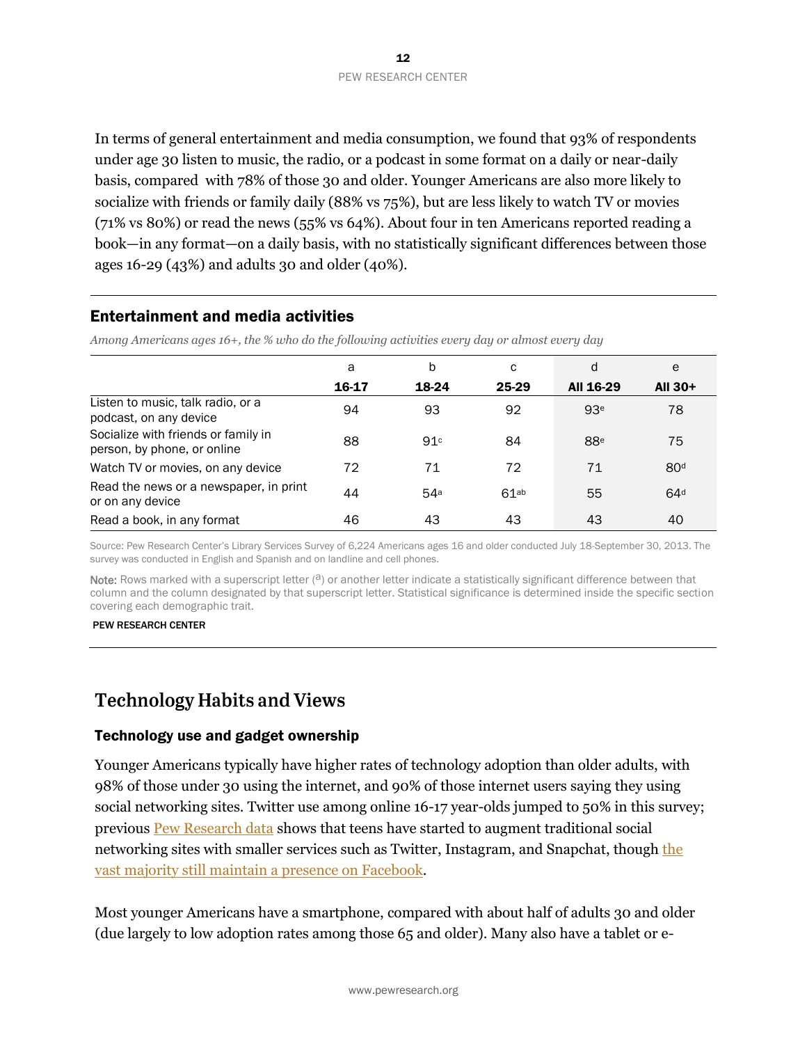In terms of general entertainment and media consumption, we found that 93% of respondents under age 30 listen to music, the radio, or a podcast in some format on a daily or near-daily basis, compared with 78% of those 30 and older. Younger Americans are also more likely to socialize with friends or family daily (88% vs 75%), but are less likely to watch TV or movies (71% vs 80%) or read the news (55% vs 64%). About four in ten Americans reported reading a book—in any format—on a daily basis, with no statistically significant differences between those ages 16-29 (43%) and adults 30 and older (40%).

### Entertainment and media activities

*Among Americans ages 16+, the % who do the following activities every day or almost every day*

| | a | b | c | d | e |
|---|---|---|---|---|---|
| | **16-17** | **18-24** | **25-29** | **All 16-29** | **All 30+** |
| Listen to music, talk radio, or a podcast, on any device | 94 | 93 | 92 | 93[e] | 78 |
| Socialize with friends or family in person, by phone, or online | 88 | 91[c] | 84 | 88[e] | 75 |
| Watch TV or movies, on any device | 72 | 71 | 72 | 71 | 80[d] |
| Read the news or a newspaper, in print or on any device | 44 | 54[a] | 61[ab] | 55 | 64[d] |
| Read a book, in any format | 46 | 43 | 43 | 43 | 40 |

Source: Pew Research Center's Library Services Survey of 6,224 Americans ages 16 and older conducted July 18-September 30, 2013. The survey was conducted in English and Spanish and on landline and cell phones.

**Note:** Rows marked with a superscript letter ([a]) or another letter indicate a statistically significant difference between that column and the column designated by that superscript letter. Statistical significance is determined inside the specific section covering each demographic trait.

PEW RESEARCH CENTER

## Technology Habits and Views

### Technology use and gadget ownership

Younger Americans typically have higher rates of technology adoption than older adults, with 98% of those under 30 using the internet, and 90% of those internet users saying they using social networking sites. Twitter use among online 16-17 year-olds jumped to 50% in this survey; previous Pew Research data shows that teens have started to augment traditional social networking sites with smaller services such as Twitter, Instagram, and Snapchat, though the vast majority still maintain a presence on Facebook.

Most younger Americans have a smartphone, compared with about half of adults 30 and older (due largely to low adoption rates among those 65 and older). Many also have a tablet or e-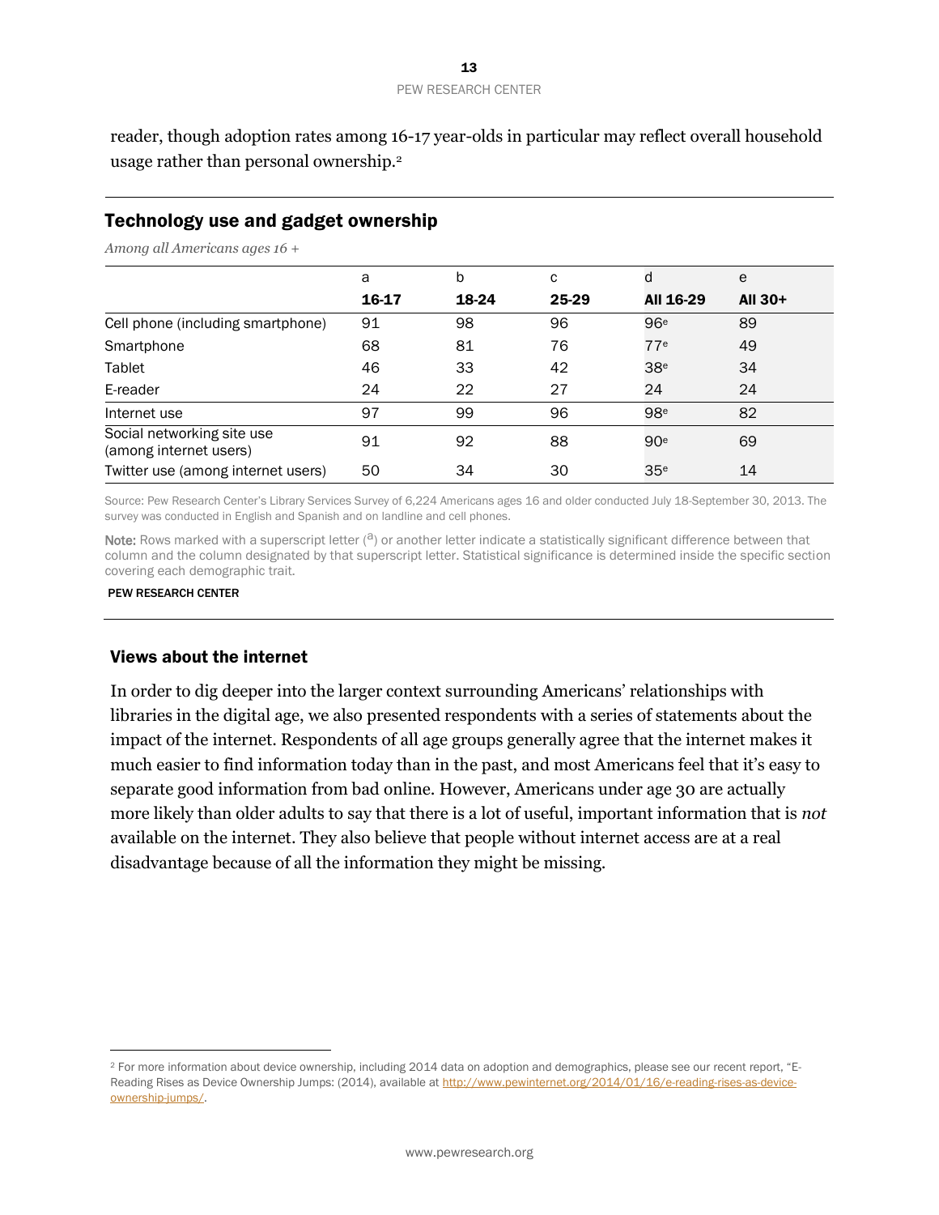reader, though adoption rates among 16-17 year-olds in particular may reflect overall household usage rather than personal ownership.[2]

## Technology use and gadget ownership

*Among all Americans ages 16 +*

| | a<br>16-17 | b<br>18-24 | c<br>25-29 | d<br>All 16-29 | e<br>All 30+ |
|---|---|---|---|---|---|
| Cell phone (including smartphone) | 91 | 98 | 96 | 96[e] | 89 |
| Smartphone | 68 | 81 | 76 | 77[e] | 49 |
| Tablet | 46 | 33 | 42 | 38[e] | 34 |
| E-reader | 24 | 22 | 27 | 24 | 24 |
| Internet use | 97 | 99 | 96 | 98[e] | 82 |
| Social networking site use (among internet users) | 91 | 92 | 88 | 90[e] | 69 |
| Twitter use (among internet users) | 50 | 34 | 30 | 35[e] | 14 |

Source: Pew Research Center's Library Services Survey of 6,224 Americans ages 16 and older conducted July 18-September 30, 2013. The survey was conducted in English and Spanish and on landline and cell phones.

**Note:** Rows marked with a superscript letter ([a]) or another letter indicate a statistically significant difference between that column and the column designated by that superscript letter. Statistical significance is determined inside the specific section covering each demographic trait.

PEW RESEARCH CENTER

### Views about the internet

In order to dig deeper into the larger context surrounding Americans' relationships with libraries in the digital age, we also presented respondents with a series of statements about the impact of the internet. Respondents of all age groups generally agree that the internet makes it much easier to find information today than in the past, and most Americans feel that it's easy to separate good information from bad online. However, Americans under age 30 are actually more likely than older adults to say that there is a lot of useful, important information that is *not* available on the internet. They also believe that people without internet access are at a real disadvantage because of all the information they might be missing.

---

[2] For more information about device ownership, including 2014 data on adoption and demographics, please see our recent report, "E-Reading Rises as Device Ownership Jumps: (2014), available at http://www.pewinternet.org/2014/01/16/e-reading-rises-as-device-ownership-jumps/.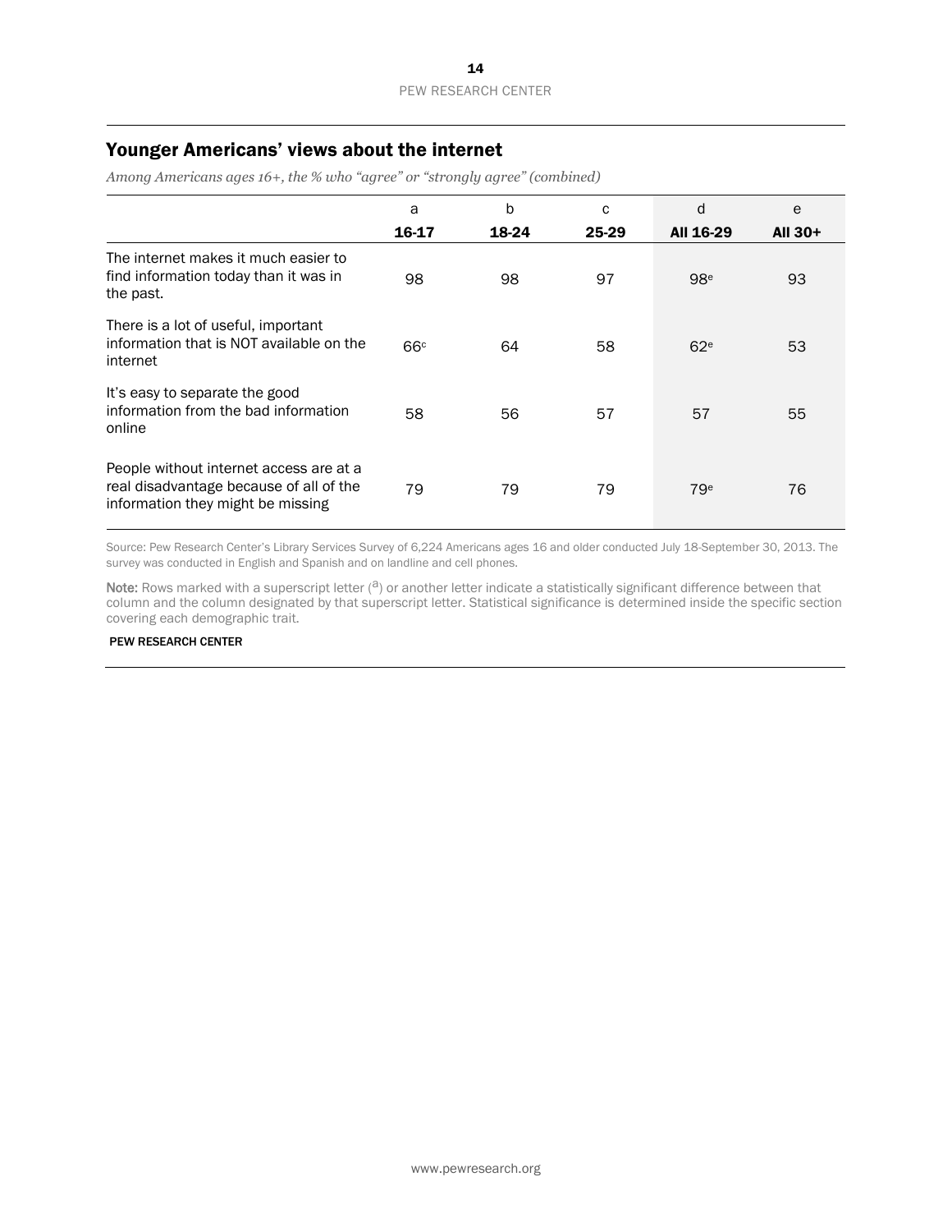## Younger Americans' views about the internet

*Among Americans ages 16+, the % who "agree" or "strongly agree" (combined)*

| | a | b | c | d | e |
|---|---|---|---|---|---|
| | **16-17** | **18-24** | **25-29** | **All 16-29** | **All 30+** |
| The internet makes it much easier to find information today than it was in the past. | 98 | 98 | 97 | 98[e] | 93 |
| There is a lot of useful, important information that is NOT available on the internet | 66[c] | 64 | 58 | 62[e] | 53 |
| It's easy to separate the good information from the bad information online | 58 | 56 | 57 | 57 | 55 |
| People without internet access are at a real disadvantage because of all of the information they might be missing | 79 | 79 | 79 | 79[e] | 76 |

Source: Pew Research Center's Library Services Survey of 6,224 Americans ages 16 and older conducted July 18-September 30, 2013. The survey was conducted in English and Spanish and on landline and cell phones.

**Note:** Rows marked with a superscript letter ([a]) or another letter indicate a statistically significant difference between that column and the column designated by that superscript letter. Statistical significance is determined inside the specific section covering each demographic trait.

PEW RESEARCH CENTER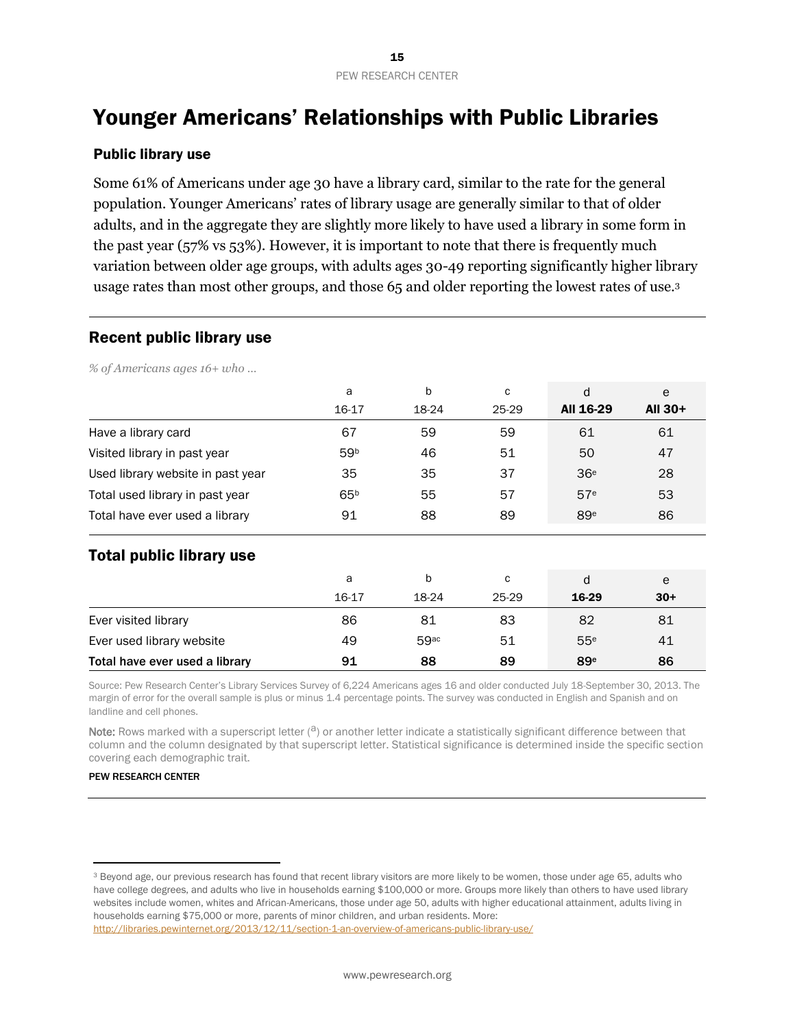# Younger Americans' Relationships with Public Libraries

## Public library use

Some 61% of Americans under age 30 have a library card, similar to the rate for the general population. Younger Americans' rates of library usage are generally similar to that of older adults, and in the aggregate they are slightly more likely to have used a library in some form in the past year (57% vs 53%). However, it is important to note that there is frequently much variation between older age groups, with adults ages 30-49 reporting significantly higher library usage rates than most other groups, and those 65 and older reporting the lowest rates of use.[3]

### Recent public library use

*% of Americans ages 16+ who …*

| | a<br>16-17 | b<br>18-24 | c<br>25-29 | d<br>**All 16-29** | e<br>**All 30+** |
|---|---|---|---|---|---|
| Have a library card | 67 | 59 | 59 | 61 | 61 |
| Visited library in past year | 59[b] | 46 | 51 | 50 | 47 |
| Used library website in past year | 35 | 35 | 37 | 36[e] | 28 |
| Total used library in past year | 65[b] | 55 | 57 | 57[e] | 53 |
| Total have ever used a library | 91 | 88 | 89 | 89[e] | 86 |

### Total public library use

| | a<br>16-17 | b<br>18-24 | c<br>25-29 | d<br>**16-29** | e<br>**30+** |
|---|---|---|---|---|---|
| Ever visited library | 86 | 81 | 83 | 82 | 81 |
| Ever used library website | 49 | 59[ac] | 51 | 55[e] | 41 |
| **Total have ever used a library** | **91** | **88** | **89** | **89[e]** | **86** |

Source: Pew Research Center's Library Services Survey of 6,224 Americans ages 16 and older conducted July 18-September 30, 2013. The margin of error for the overall sample is plus or minus 1.4 percentage points. The survey was conducted in English and Spanish and on landline and cell phones.

**Note:** Rows marked with a superscript letter ([a]) or another letter indicate a statistically significant difference between that column and the column designated by that superscript letter. Statistical significance is determined inside the specific section covering each demographic trait.

PEW RESEARCH CENTER

---

[3] Beyond age, our previous research has found that recent library visitors are more likely to be women, those under age 65, adults who have college degrees, and adults who live in households earning $100,000 or more. Groups more likely than others to have used library websites include women, whites and African-Americans, those under age 50, adults with higher educational attainment, adults living in households earning $75,000 or more, parents of minor children, and urban residents. More: http://libraries.pewinternet.org/2013/12/11/section-1-an-overview-of-americans-public-library-use/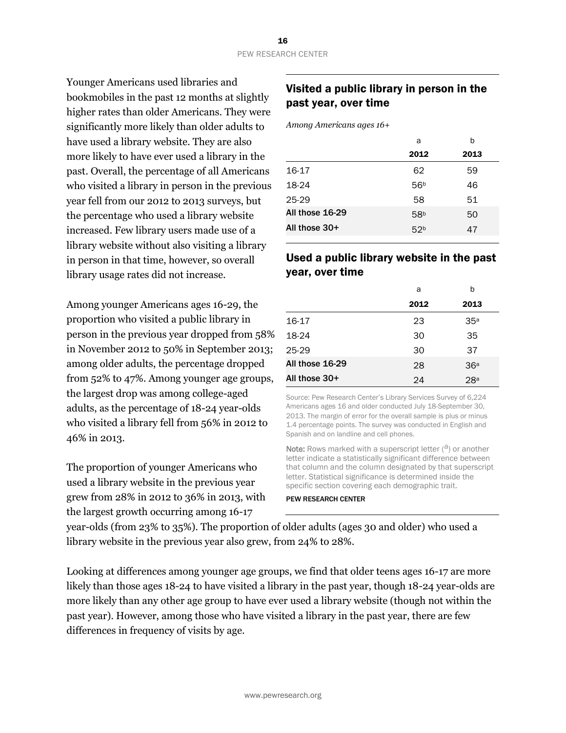Younger Americans used libraries and bookmobiles in the past 12 months at slightly higher rates than older Americans. They were significantly more likely than older adults to have used a library website. They are also more likely to have ever used a library in the past. Overall, the percentage of all Americans who visited a library in person in the previous year fell from our 2012 to 2013 surveys, but the percentage who used a library website increased. Few library users made use of a library website without also visiting a library in person in that time, however, so overall library usage rates did not increase.

Among younger Americans ages 16-29, the proportion who visited a public library in person in the previous year dropped from 58% in November 2012 to 50% in September 2013; among older adults, the percentage dropped from 52% to 47%. Among younger age groups, the largest drop was among college-aged adults, as the percentage of 18-24 year-olds who visited a library fell from 56% in 2012 to 46% in 2013.

The proportion of younger Americans who used a library website in the previous year grew from 28% in 2012 to 36% in 2013, with the largest growth occurring among 16-17 year-olds (from 23% to 35%). The proportion of older adults (ages 30 and older) who used a library website in the previous year also grew, from 24% to 28%.

## Visited a public library in person in the past year, over time

*Among Americans ages 16+*

| | a<br>**2012** | b<br>**2013** |
|---|---|---|
| 16-17 | 62 | 59 |
| 18-24 | 56[b] | 46 |
| 25-29 | 58 | 51 |
| **All those 16-29** | 58[b] | 50 |
| **All those 30+** | 52[b] | 47 |

## Used a public library website in the past year, over time

| | a<br>**2012** | b<br>**2013** |
|---|---|---|
| 16-17 | 23 | 35[a] |
| 18-24 | 30 | 35 |
| 25-29 | 30 | 37 |
| **All those 16-29** | 28 | 36[a] |
| **All those 30+** | 24 | 28[a] |

Source: Pew Research Center's Library Services Survey of 6,224 Americans ages 16 and older conducted July 18-September 30, 2013. The margin of error for the overall sample is plus or minus 1.4 percentage points. The survey was conducted in English and Spanish and on landline and cell phones.

**Note:** Rows marked with a superscript letter ([a]) or another letter indicate a statistically significant difference between that column and the column designated by that superscript letter. Statistical significance is determined inside the specific section covering each demographic trait.

PEW RESEARCH CENTER

Looking at differences among younger age groups, we find that older teens ages 16-17 are more likely than those ages 18-24 to have visited a library in the past year, though 18-24 year-olds are more likely than any other age group to have ever used a library website (though not within the past year). However, among those who have visited a library in the past year, there are few differences in frequency of visits by age.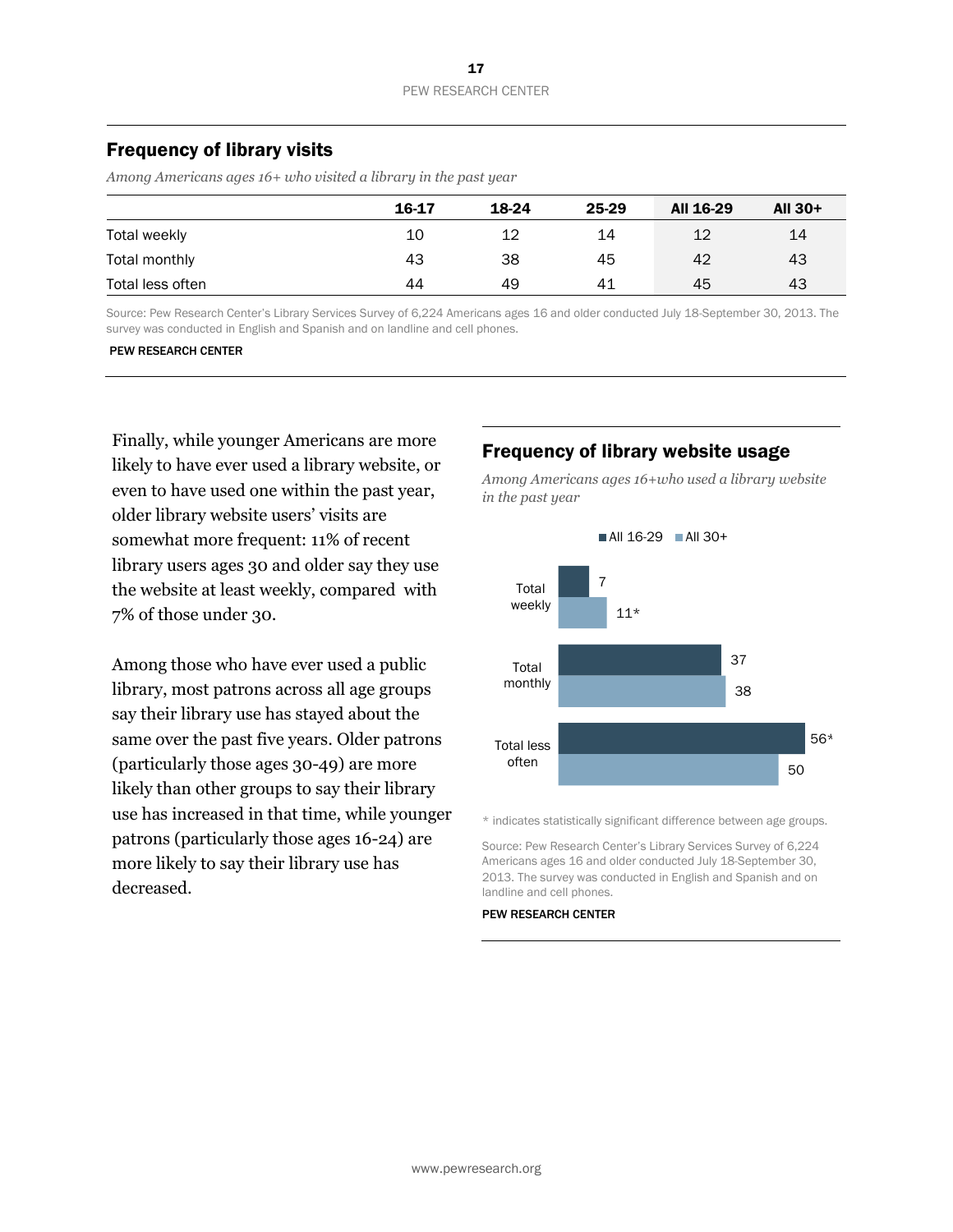## Frequency of library visits

*Among Americans ages 16+ who visited a library in the past year*

| | 16-17 | 18-24 | 25-29 | All 16-29 | All 30+ |
|---|---|---|---|---|---|
| Total weekly | 10 | 12 | 14 | 12 | 14 |
| Total monthly | 43 | 38 | 45 | 42 | 43 |
| Total less often | 44 | 49 | 41 | 45 | 43 |

Source: Pew Research Center's Library Services Survey of 6,224 Americans ages 16 and older conducted July 18-September 30, 2013. The survey was conducted in English and Spanish and on landline and cell phones.

PEW RESEARCH CENTER

Finally, while younger Americans are more likely to have ever used a library website, or even to have used one within the past year, older library website users' visits are somewhat more frequent: 11% of recent library users ages 30 and older say they use the website at least weekly, compared with 7% of those under 30.

Among those who have ever used a public library, most patrons across all age groups say their library use has stayed about the same over the past five years. Older patrons (particularly those ages 30-49) are more likely than other groups to say their library use has increased in that time, while younger patrons (particularly those ages 16-24) are more likely to say their library use has decreased.

## Frequency of library website usage

*Among Americans ages 16+who used a library website in the past year*

| | All 16-29 | All 30+ |
|---|---|---|
| Total weekly | 7 | 11* |
| Total monthly | 37 | 38 |
| Total less often | 56* | 50 |

\* indicates statistically significant difference between age groups.

Source: Pew Research Center's Library Services Survey of 6,224 Americans ages 16 and older conducted July 18-September 30, 2013. The survey was conducted in English and Spanish and on landline and cell phones.

PEW RESEARCH CENTER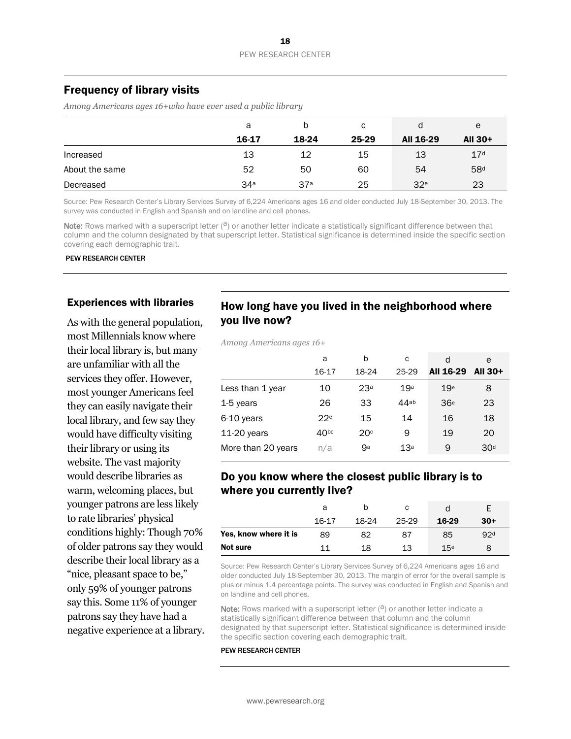## Frequency of library visits

*Among Americans ages 16+who have ever used a public library*

| | a<br>16-17 | b<br>18-24 | c<br>25-29 | d<br>All 16-29 | e<br>All 30+ |
|---|---|---|---|---|---|
| Increased | 13 | 12 | 15 | 13 | 17[d] |
| About the same | 52 | 50 | 60 | 54 | 58[d] |
| Decreased | 34[a] | 37[a] | 25 | 32[e] | 23 |

Source: Pew Research Center's Library Services Survey of 6,224 Americans ages 16 and older conducted July 18-September 30, 2013. The survey was conducted in English and Spanish and on landline and cell phones.

**Note:** Rows marked with a superscript letter ([a]) or another letter indicate a statistically significant difference between that column and the column designated by that superscript letter. Statistical significance is determined inside the specific section covering each demographic trait.

PEW RESEARCH CENTER

### Experiences with libraries

As with the general population, most Millennials know where their local library is, but many are unfamiliar with all the services they offer. However, most younger Americans feel they can easily navigate their local library, and few say they would have difficulty visiting their library or using its website. The vast majority would describe libraries as warm, welcoming places, but younger patrons are less likely to rate libraries' physical conditions highly: Though 70% of older patrons say they would describe their local library as a "nice, pleasant space to be," only 59% of younger patrons say this. Some 11% of younger patrons say they have had a negative experience at a library.

## How long have you lived in the neighborhood where you live now?

*Among Americans ages 16+*

| | a<br>16-17 | b<br>18-24 | c<br>25-29 | d<br>All 16-29 | e<br>All 30+ |
|---|---|---|---|---|---|
| Less than 1 year | 10 | 23[a] | 19[a] | 19[e] | 8 |
| 1-5 years | 26 | 33 | 44[ab] | 36[e] | 23 |
| 6-10 years | 22[c] | 15 | 14 | 16 | 18 |
| 11-20 years | 40[bc] | 20[c] | 9 | 19 | 20 |
| More than 20 years | n/a | 9[a] | 13[a] | 9 | 30[d] |

## Do you know where the closest public library is to where you currently live?

| | a<br>16-17 | b<br>18-24 | c<br>25-29 | d<br>16-29 | E<br>30+ |
|---|---|---|---|---|---|
| **Yes, know where it is** | 89 | 82 | 87 | 85 | 92[d] |
| **Not sure** | 11 | 18 | 13 | 15[e] | 8 |

Source: Pew Research Center's Library Services Survey of 6,224 Americans ages 16 and older conducted July 18-September 30, 2013. The margin of error for the overall sample is plus or minus 1.4 percentage points. The survey was conducted in English and Spanish and on landline and cell phones.

**Note:** Rows marked with a superscript letter ([a]) or another letter indicate a statistically significant difference between that column and the column designated by that superscript letter. Statistical significance is determined inside the specific section covering each demographic trait.

PEW RESEARCH CENTER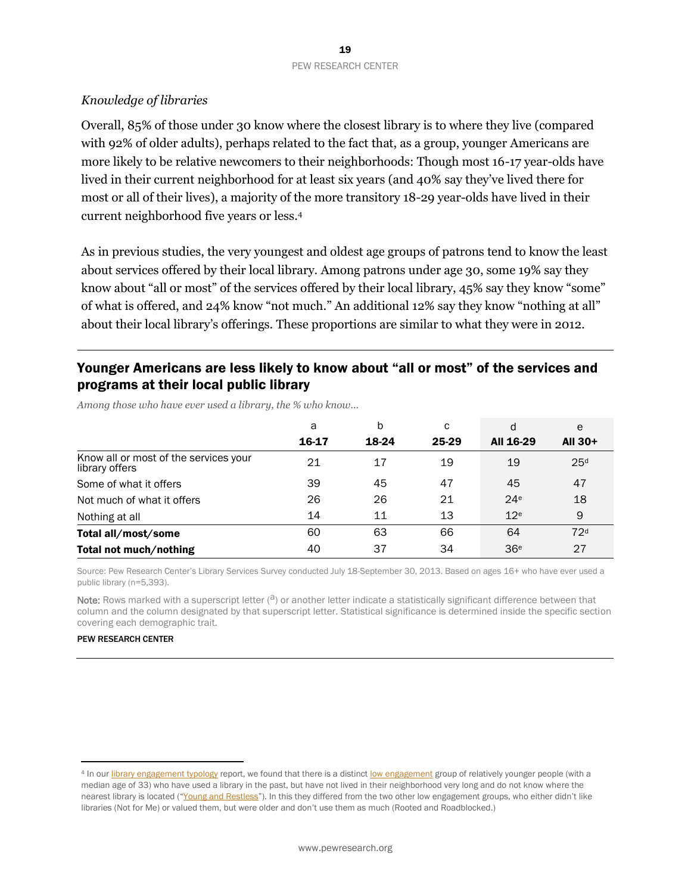*Knowledge of libraries*

Overall, 85% of those under 30 know where the closest library is to where they live (compared with 92% of older adults), perhaps related to the fact that, as a group, younger Americans are more likely to be relative newcomers to their neighborhoods: Though most 16-17 year-olds have lived in their current neighborhood for at least six years (and 40% say they've lived there for most or all of their lives), a majority of the more transitory 18-29 year-olds have lived in their current neighborhood five years or less.[4]

As in previous studies, the very youngest and oldest age groups of patrons tend to know the least about services offered by their local library. Among patrons under age 30, some 19% say they know about "all or most" of the services offered by their local library, 45% say they know "some" of what is offered, and 24% know "not much." An additional 12% say they know "nothing at all" about their local library's offerings. These proportions are similar to what they were in 2012.

## Younger Americans are less likely to know about "all or most" of the services and programs at their local public library

*Among those who have ever used a library, the % who know…*

| | a | b | c | d | e |
|---|---|---|---|---|---|
| | **16-17** | **18-24** | **25-29** | **All 16-29** | **All 30+** |
| Know all or most of the services your library offers | 21 | 17 | 19 | 19 | 25[d] |
| Some of what it offers | 39 | 45 | 47 | 45 | 47 |
| Not much of what it offers | 26 | 26 | 21 | 24[e] | 18 |
| Nothing at all | 14 | 11 | 13 | 12[e] | 9 |
| **Total all/most/some** | 60 | 63 | 66 | 64 | 72[d] |
| **Total not much/nothing** | 40 | 37 | 34 | 36[e] | 27 |

Source: Pew Research Center's Library Services Survey conducted July 18-September 30, 2013. Based on ages 16+ who have ever used a public library (n=5,393).

Note: Rows marked with a superscript letter ([a]) or another letter indicate a statistically significant difference between that column and the column designated by that superscript letter. Statistical significance is determined inside the specific section covering each demographic trait.

PEW RESEARCH CENTER

[4] In our library engagement typology report, we found that there is a distinct low engagement group of relatively younger people (with a median age of 33) who have used a library in the past, but have not lived in their neighborhood very long and do not know where the nearest library is located ("Young and Restless"). In this they differed from the two other low engagement groups, who either didn't like libraries (Not for Me) or valued them, but were older and don't use them as much (Rooted and Roadblocked.)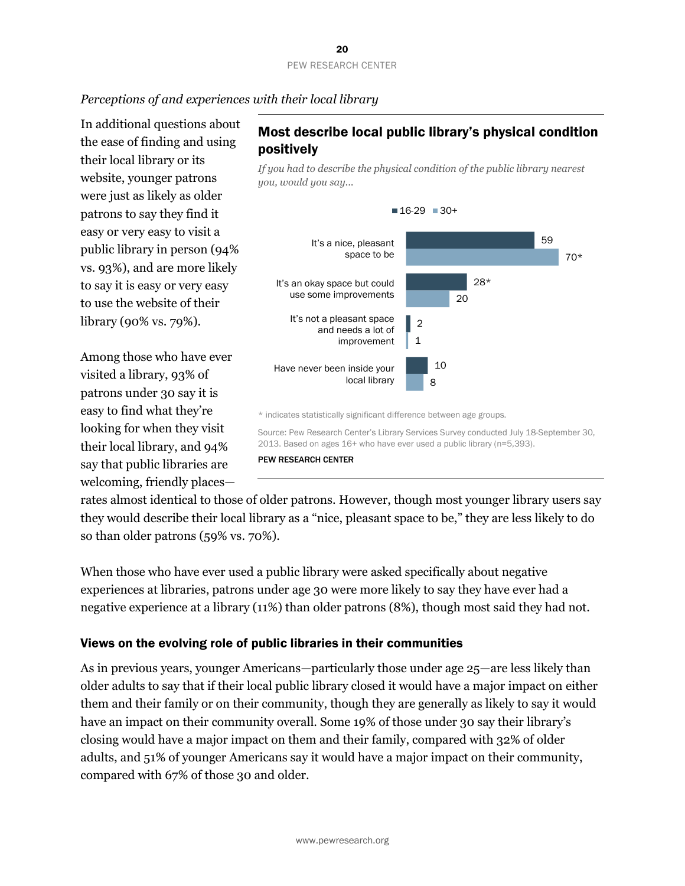*Perceptions of and experiences with their local library*

In additional questions about the ease of finding and using their local library or its website, younger patrons were just as likely as older patrons to say they find it easy or very easy to visit a public library in person (94% vs. 93%), and are more likely to say it is easy or very easy to use the website of their library (90% vs. 79%).

Among those who have ever visited a library, 93% of patrons under 30 say it is easy to find what they're looking for when they visit their local library, and 94% say that public libraries are welcoming, friendly places—rates almost identical to those of older patrons. However, though most younger library users say they would describe their local library as a "nice, pleasant space to be," they are less likely to do so than older patrons (59% vs. 70%).

## Most describe local public library's physical condition positively

*If you had to describe the physical condition of the public library nearest you, would you say…*

| | 16-29 | 30+ |
|---|---|---|
| It's a nice, pleasant space to be | 59 | 70* |
| It's an okay space but could use some improvements | 28* | 20 |
| It's not a pleasant space and needs a lot of improvement | 2 | 1 |
| Have never been inside your local library | 10 | 8 |

\* indicates statistically significant difference between age groups.

Source: Pew Research Center's Library Services Survey conducted July 18-September 30, 2013. Based on ages 16+ who have ever used a public library (n=5,393).

PEW RESEARCH CENTER

When those who have ever used a public library were asked specifically about negative experiences at libraries, patrons under age 30 were more likely to say they have ever had a negative experience at a library (11%) than older patrons (8%), though most said they had not.

### Views on the evolving role of public libraries in their communities

As in previous years, younger Americans—particularly those under age 25—are less likely than older adults to say that if their local public library closed it would have a major impact on either them and their family or on their community, though they are generally as likely to say it would have an impact on their community overall. Some 19% of those under 30 say their library's closing would have a major impact on them and their family, compared with 32% of older adults, and 51% of younger Americans say it would have a major impact on their community, compared with 67% of those 30 and older.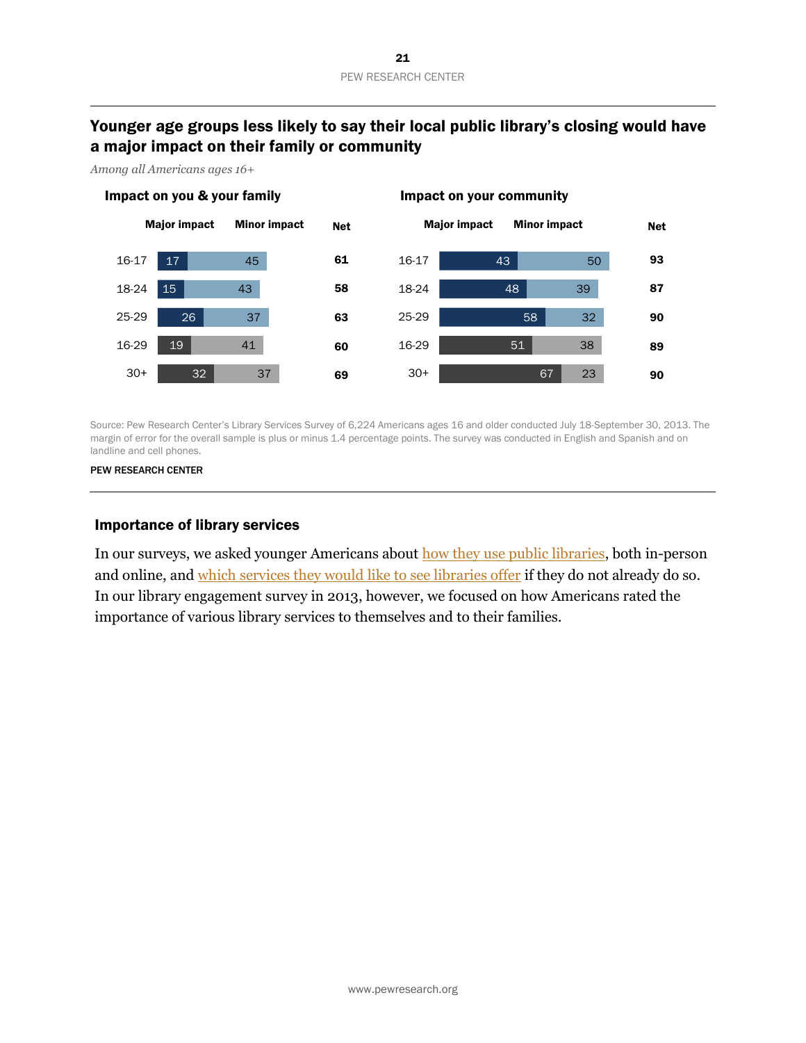## Younger age groups less likely to say their local public library's closing would have a major impact on their family or community

*Among all Americans ages 16+*

| | Impact on you & your family | | | Impact on your community | | |
|---|---|---|---|---|---|---|
| | Major impact | Minor impact | Net | Major impact | Minor impact | Net |
| 16-17 | 17 | 45 | 61 | 43 | 50 | 93 |
| 18-24 | 15 | 43 | 58 | 48 | 39 | 87 |
| 25-29 | 26 | 37 | 63 | 58 | 32 | 90 |
| 16-29 | 19 | 41 | 60 | 51 | 38 | 89 |
| 30+ | 32 | 37 | 69 | 67 | 23 | 90 |

Source: Pew Research Center's Library Services Survey of 6,224 Americans ages 16 and older conducted July 18-September 30, 2013. The margin of error for the overall sample is plus or minus 1.4 percentage points. The survey was conducted in English and Spanish and on landline and cell phones.

PEW RESEARCH CENTER

### Importance of library services

In our surveys, we asked younger Americans about how they use public libraries, both in-person and online, and which services they would like to see libraries offer if they do not already do so. In our library engagement survey in 2013, however, we focused on how Americans rated the importance of various library services to themselves and to their families.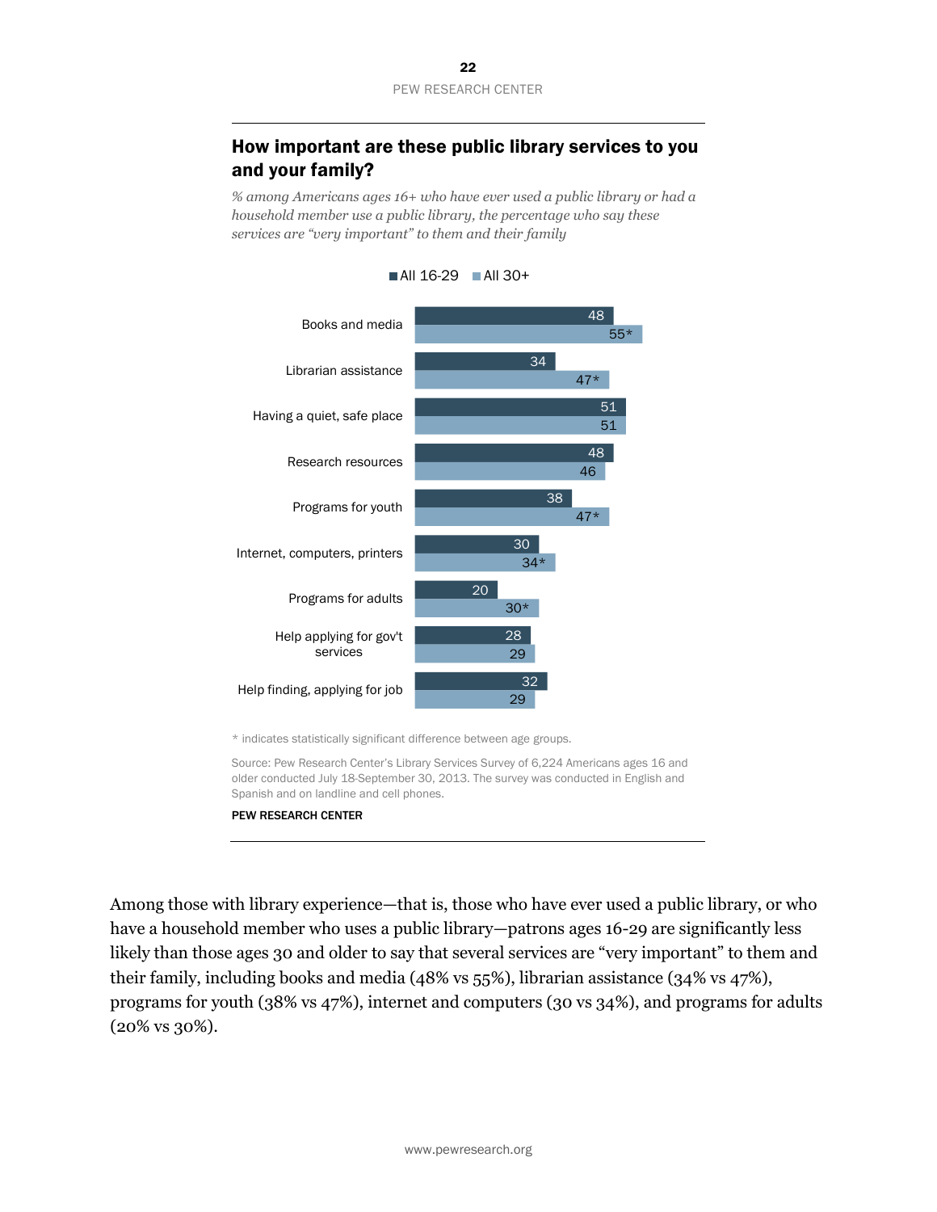## How important are these public library services to you and your family?

*% among Americans ages 16+ who have ever used a public library or had a household member use a public library, the percentage who say these services are "very important" to them and their family*

| | All 16-29 | All 30+ |
|---|---|---|
| Books and media | 48 | 55* |
| Librarian assistance | 34 | 47* |
| Having a quiet, safe place | 51 | 51 |
| Research resources | 48 | 46 |
| Programs for youth | 38 | 47* |
| Internet, computers, printers | 30 | 34* |
| Programs for adults | 20 | 30* |
| Help applying for gov't services | 28 | 29 |
| Help finding, applying for job | 32 | 29 |

* indicates statistically significant difference between age groups.

Source: Pew Research Center's Library Services Survey of 6,224 Americans ages 16 and older conducted July 18-September 30, 2013. The survey was conducted in English and Spanish and on landline and cell phones.

PEW RESEARCH CENTER

Among those with library experience—that is, those who have ever used a public library, or who have a household member who uses a public library—patrons ages 16-29 are significantly less likely than those ages 30 and older to say that several services are "very important" to them and their family, including books and media (48% vs 55%), librarian assistance (34% vs 47%), programs for youth (38% vs 47%), internet and computers (30 vs 34%), and programs for adults (20% vs 30%).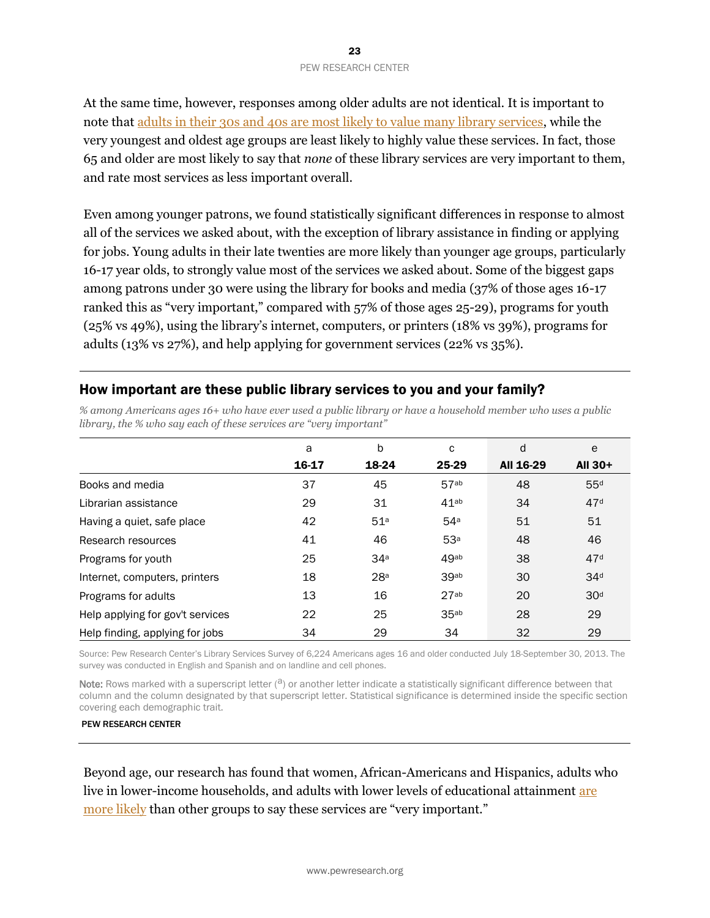At the same time, however, responses among older adults are not identical. It is important to note that adults in their 30s and 40s are most likely to value many library services, while the very youngest and oldest age groups are least likely to highly value these services. In fact, those 65 and older are most likely to say that *none* of these library services are very important to them, and rate most services as less important overall.

Even among younger patrons, we found statistically significant differences in response to almost all of the services we asked about, with the exception of library assistance in finding or applying for jobs. Young adults in their late twenties are more likely than younger age groups, particularly 16-17 year olds, to strongly value most of the services we asked about. Some of the biggest gaps among patrons under 30 were using the library for books and media (37% of those ages 16-17 ranked this as "very important," compared with 57% of those ages 25-29), programs for youth (25% vs 49%), using the library's internet, computers, or printers (18% vs 39%), programs for adults (13% vs 27%), and help applying for government services (22% vs 35%).

## How important are these public library services to you and your family?

*% among Americans ages 16+ who have ever used a public library or have a household member who uses a public library, the % who say each of these services are "very important"*

| | a | b | c | d | e |
|---|---|---|---|---|---|
| | **16-17** | **18-24** | **25-29** | **All 16-29** | **All 30+** |
| Books and media | 37 | 45 | 57[ab] | 48 | 55[d] |
| Librarian assistance | 29 | 31 | 41[ab] | 34 | 47[d] |
| Having a quiet, safe place | 42 | 51[a] | 54[a] | 51 | 51 |
| Research resources | 41 | 46 | 53[a] | 48 | 46 |
| Programs for youth | 25 | 34[a] | 49[ab] | 38 | 47[d] |
| Internet, computers, printers | 18 | 28[a] | 39[ab] | 30 | 34[d] |
| Programs for adults | 13 | 16 | 27[ab] | 20 | 30[d] |
| Help applying for gov't services | 22 | 25 | 35[ab] | 28 | 29 |
| Help finding, applying for jobs | 34 | 29 | 34 | 32 | 29 |

Source: Pew Research Center's Library Services Survey of 6,224 Americans ages 16 and older conducted July 18-September 30, 2013. The survey was conducted in English and Spanish and on landline and cell phones.

**Note:** Rows marked with a superscript letter ([a]) or another letter indicate a statistically significant difference between that column and the column designated by that superscript letter. Statistical significance is determined inside the specific section covering each demographic trait.

PEW RESEARCH CENTER

Beyond age, our research has found that women, African-Americans and Hispanics, adults who live in lower-income households, and adults with lower levels of educational attainment are more likely than other groups to say these services are "very important."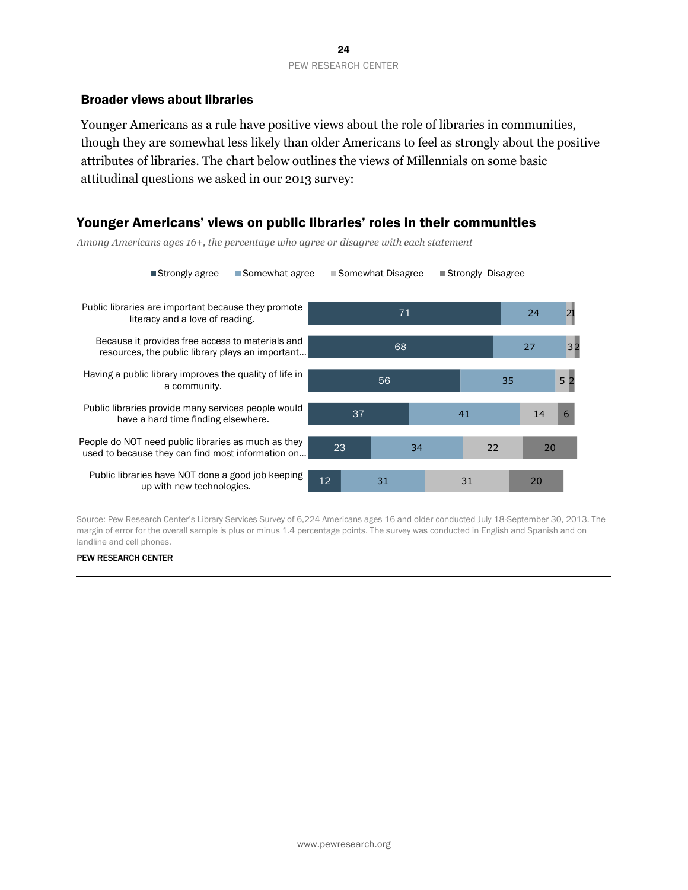## Broader views about libraries

Younger Americans as a rule have positive views about the role of libraries in communities, though they are somewhat less likely than older Americans to feel as strongly about the positive attributes of libraries. The chart below outlines the views of Millennials on some basic attitudinal questions we asked in our 2013 survey:

### Younger Americans' views on public libraries' roles in their communities

*Among Americans ages 16+, the percentage who agree or disagree with each statement*

| | Strongly agree | Somewhat agree | Somewhat Disagree | Strongly Disagree |
|---|---|---|---|---|
| Public libraries are important because they promote literacy and a love of reading. | 71 | 24 | 2 | 1 |
| Because it provides free access to materials and resources, the public library plays an important... | 68 | 27 | 3 | 2 |
| Having a public library improves the quality of life in a community. | 56 | 35 | 5 | 2 |
| Public libraries provide many services people would have a hard time finding elsewhere. | 37 | 41 | 14 | 6 |
| People do NOT need public libraries as much as they used to because they can find most information on... | 23 | 34 | 22 | 20 |
| Public libraries have NOT done a good job keeping up with new technologies. | 12 | 31 | 31 | 20 |

Source: Pew Research Center's Library Services Survey of 6,224 Americans ages 16 and older conducted July 18-September 30, 2013. The margin of error for the overall sample is plus or minus 1.4 percentage points. The survey was conducted in English and Spanish and on landline and cell phones.

PEW RESEARCH CENTER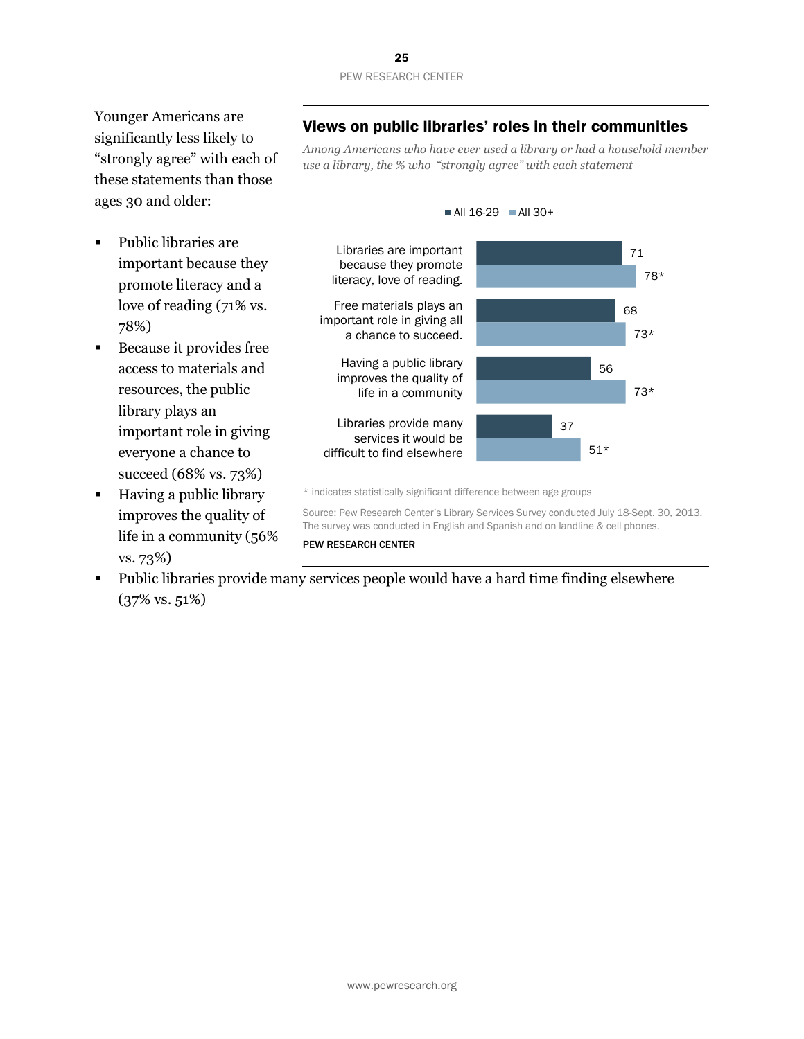Younger Americans are significantly less likely to "strongly agree" with each of these statements than those ages 30 and older:

- Public libraries are important because they promote literacy and a love of reading (71% vs. 78%)
- Because it provides free access to materials and resources, the public library plays an important role in giving everyone a chance to succeed (68% vs. 73%)
- Having a public library improves the quality of life in a community (56% vs. 73%)
- Public libraries provide many services people would have a hard time finding elsewhere (37% vs. 51%)

## Views on public libraries' roles in their communities

*Among Americans who have ever used a library or had a household member use a library, the % who "strongly agree" with each statement*

| | All 16-29 | All 30+ |
|---|---|---|
| Libraries are important because they promote literacy, love of reading. | 71 | 78* |
| Free materials plays an important role in giving all a chance to succeed. | 68 | 73* |
| Having a public library improves the quality of life in a community | 56 | 73* |
| Libraries provide many services it would be difficult to find elsewhere | 37 | 51* |

\* indicates statistically significant difference between age groups

Source: Pew Research Center's Library Services Survey conducted July 18-Sept. 30, 2013. The survey was conducted in English and Spanish and on landline & cell phones.

**PEW RESEARCH CENTER**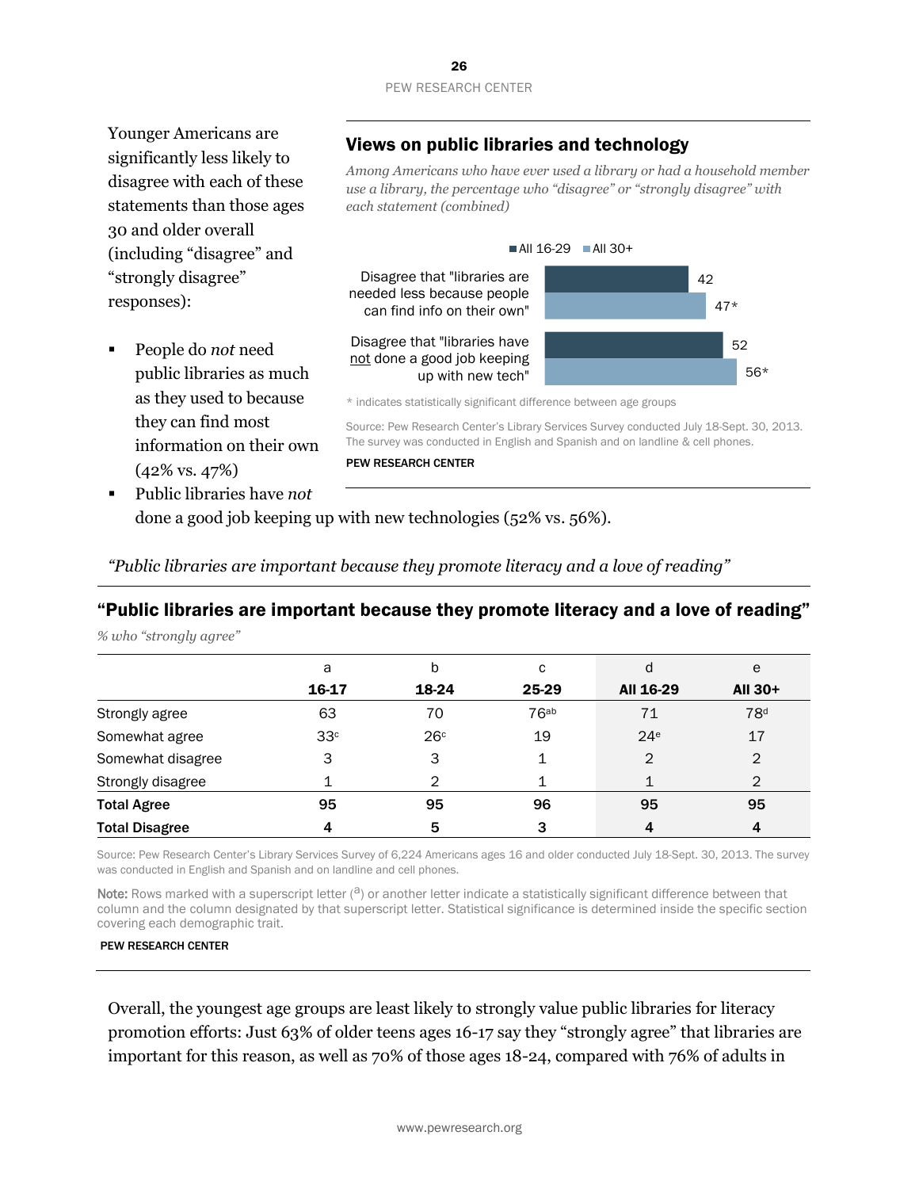Younger Americans are significantly less likely to disagree with each of these statements than those ages 30 and older overall (including "disagree" and "strongly disagree" responses):

- People do *not* need public libraries as much as they used to because they can find most information on their own (42% vs. 47%)
- Public libraries have *not* done a good job keeping up with new technologies (52% vs. 56%).

## Views on public libraries and technology

*Among Americans who have ever used a library or had a household member use a library, the percentage who "disagree" or "strongly disagree" with each statement (combined)*

| | All 16-29 | All 30+ |
|---|---|---|
| Disagree that "libraries are needed less because people can find info on their own" | 42 | 47* |
| Disagree that "libraries have not done a good job keeping up with new tech" | 52 | 56* |

\* indicates statistically significant difference between age groups

Source: Pew Research Center's Library Services Survey conducted July 18-Sept. 30, 2013. The survey was conducted in English and Spanish and on landline & cell phones.

PEW RESEARCH CENTER

*"Public libraries are important because they promote literacy and a love of reading"*

## "Public libraries are important because they promote literacy and a love of reading"

*% who "strongly agree"*

| | a<br>16-17 | b<br>18-24 | c<br>25-29 | d<br>All 16-29 | e<br>All 30+ |
|---|---|---|---|---|---|
| Strongly agree | 63 | 70 | 76[ab] | 71 | 78[d] |
| Somewhat agree | 33[c] | 26[c] | 19 | 24[e] | 17 |
| Somewhat disagree | 3 | 3 | 1 | 2 | 2 |
| Strongly disagree | 1 | 2 | 1 | 1 | 2 |
| **Total Agree** | **95** | **95** | **96** | **95** | **95** |
| **Total Disagree** | **4** | **5** | **3** | **4** | **4** |

Source: Pew Research Center's Library Services Survey of 6,224 Americans ages 16 and older conducted July 18-Sept. 30, 2013. The survey was conducted in English and Spanish and on landline and cell phones.

Note: Rows marked with a superscript letter ([a]) or another letter indicate a statistically significant difference between that column and the column designated by that superscript letter. Statistical significance is determined inside the specific section covering each demographic trait.

PEW RESEARCH CENTER

Overall, the youngest age groups are least likely to strongly value public libraries for literacy promotion efforts: Just 63% of older teens ages 16-17 say they "strongly agree" that libraries are important for this reason, as well as 70% of those ages 18-24, compared with 76% of adults in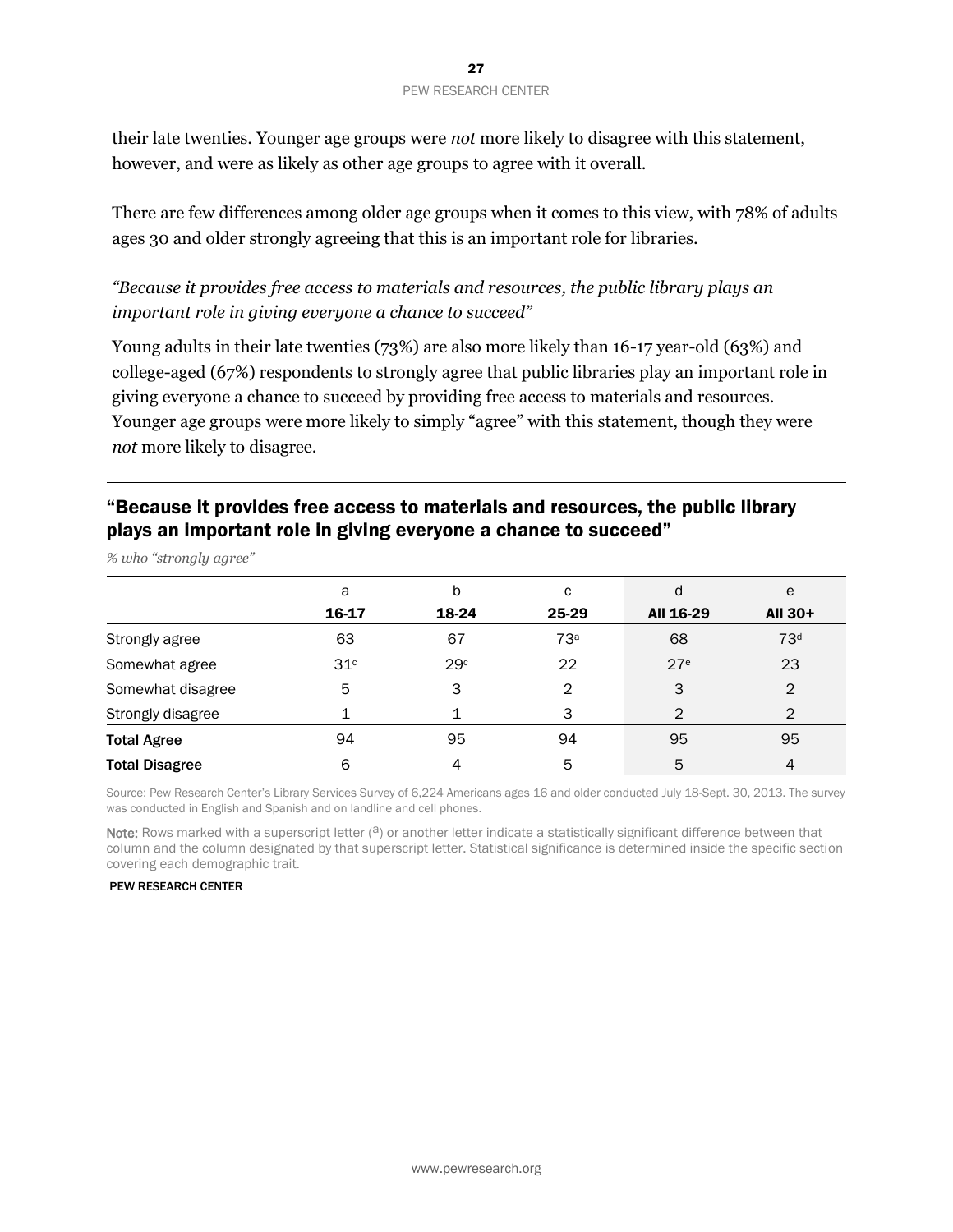their late twenties. Younger age groups were *not* more likely to disagree with this statement, however, and were as likely as other age groups to agree with it overall.

There are few differences among older age groups when it comes to this view, with 78% of adults ages 30 and older strongly agreeing that this is an important role for libraries.

*"Because it provides free access to materials and resources, the public library plays an important role in giving everyone a chance to succeed"*

Young adults in their late twenties (73%) are also more likely than 16-17 year-old (63%) and college-aged (67%) respondents to strongly agree that public libraries play an important role in giving everyone a chance to succeed by providing free access to materials and resources. Younger age groups were more likely to simply "agree" with this statement, though they were *not* more likely to disagree.

## "Because it provides free access to materials and resources, the public library plays an important role in giving everyone a chance to succeed"

*% who "strongly agree"*

| | a<br>**16-17** | b<br>**18-24** | c<br>**25-29** | d<br>**All 16-29** | e<br>**All 30+** |
|---|---|---|---|---|---|
| Strongly agree | 63 | 67 | 73[a] | 68 | 73[d] |
| Somewhat agree | 31[c] | 29[c] | 22 | 27[e] | 23 |
| Somewhat disagree | 5 | 3 | 2 | 3 | 2 |
| Strongly disagree | 1 | 1 | 3 | 2 | 2 |
| **Total Agree** | 94 | 95 | 94 | 95 | 95 |
| **Total Disagree** | 6 | 4 | 5 | 5 | 4 |

Source: Pew Research Center's Library Services Survey of 6,224 Americans ages 16 and older conducted July 18-Sept. 30, 2013. The survey was conducted in English and Spanish and on landline and cell phones.

**Note:** Rows marked with a superscript letter ([a]) or another letter indicate a statistically significant difference between that column and the column designated by that superscript letter. Statistical significance is determined inside the specific section covering each demographic trait.

PEW RESEARCH CENTER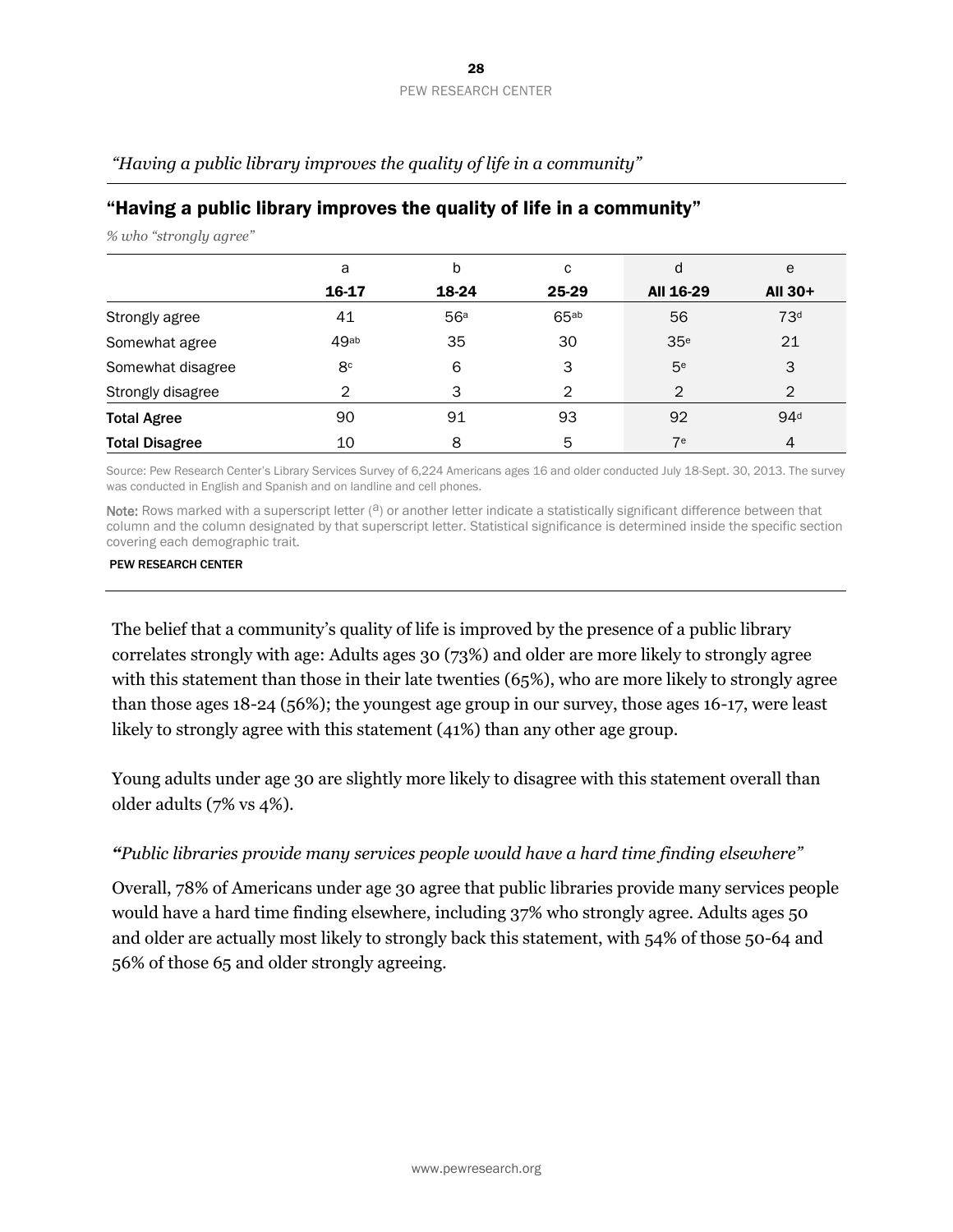*"Having a public library improves the quality of life in a community"*

## "Having a public library improves the quality of life in a community"

*% who "strongly agree"*

| | a<br>**16-17** | b<br>**18-24** | c<br>**25-29** | d<br>**All 16-29** | e<br>**All 30+** |
|---|---|---|---|---|---|
| Strongly agree | 41 | 56[a] | 65[ab] | 56 | 73[d] |
| Somewhat agree | 49[ab] | 35 | 30 | 35[e] | 21 |
| Somewhat disagree | 8[c] | 6 | 3 | 5[e] | 3 |
| Strongly disagree | 2 | 3 | 2 | 2 | 2 |
| **Total Agree** | 90 | 91 | 93 | 92 | 94[d] |
| **Total Disagree** | 10 | 8 | 5 | 7[e] | 4 |

Source: Pew Research Center's Library Services Survey of 6,224 Americans ages 16 and older conducted July 18-Sept. 30, 2013. The survey was conducted in English and Spanish and on landline and cell phones.

**Note:** Rows marked with a superscript letter ([a]) or another letter indicate a statistically significant difference between that column and the column designated by that superscript letter. Statistical significance is determined inside the specific section covering each demographic trait.

PEW RESEARCH CENTER

The belief that a community's quality of life is improved by the presence of a public library correlates strongly with age: Adults ages 30 (73%) and older are more likely to strongly agree with this statement than those in their late twenties (65%), who are more likely to strongly agree than those ages 18-24 (56%); the youngest age group in our survey, those ages 16-17, were least likely to strongly agree with this statement (41%) than any other age group.

Young adults under age 30 are slightly more likely to disagree with this statement overall than older adults (7% vs 4%).

*"Public libraries provide many services people would have a hard time finding elsewhere"*

Overall, 78% of Americans under age 30 agree that public libraries provide many services people would have a hard time finding elsewhere, including 37% who strongly agree. Adults ages 50 and older are actually most likely to strongly back this statement, with 54% of those 50-64 and 56% of those 65 and older strongly agreeing.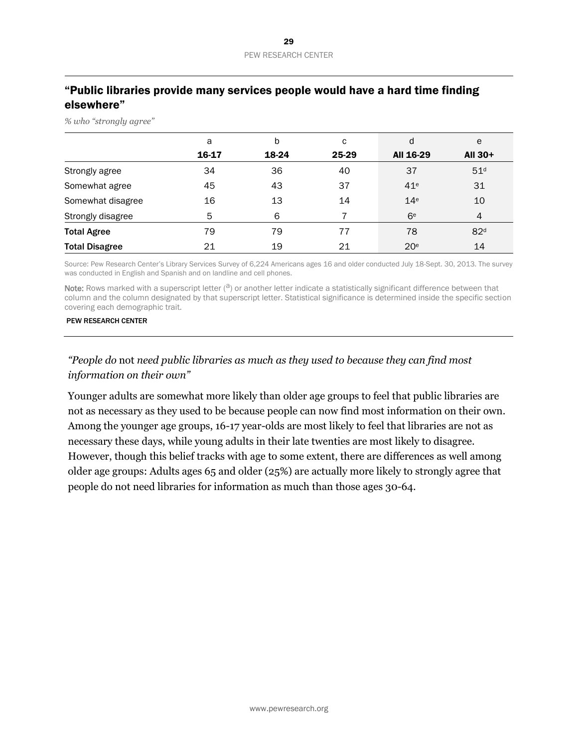## "Public libraries provide many services people would have a hard time finding elsewhere"

*% who "strongly agree"*

| | a<br>16-17 | b<br>18-24 | c<br>25-29 | d<br>All 16-29 | e<br>All 30+ |
|---|---|---|---|---|---|
| Strongly agree | 34 | 36 | 40 | 37 | 51[d] |
| Somewhat agree | 45 | 43 | 37 | 41[e] | 31 |
| Somewhat disagree | 16 | 13 | 14 | 14[e] | 10 |
| Strongly disagree | 5 | 6 | 7 | 6[e] | 4 |
| **Total Agree** | 79 | 79 | 77 | 78 | 82[d] |
| **Total Disagree** | 21 | 19 | 21 | 20[e] | 14 |

Source: Pew Research Center's Library Services Survey of 6,224 Americans ages 16 and older conducted July 18-Sept. 30, 2013. The survey was conducted in English and Spanish and on landline and cell phones.

**Note:** Rows marked with a superscript letter ([a]) or another letter indicate a statistically significant difference between that column and the column designated by that superscript letter. Statistical significance is determined inside the specific section covering each demographic trait.

PEW RESEARCH CENTER

*"People do* not *need public libraries as much as they used to because they can find most information on their own"*

Younger adults are somewhat more likely than older age groups to feel that public libraries are not as necessary as they used to be because people can now find most information on their own. Among the younger age groups, 16-17 year-olds are most likely to feel that libraries are not as necessary these days, while young adults in their late twenties are most likely to disagree. However, though this belief tracks with age to some extent, there are differences as well among older age groups: Adults ages 65 and older (25%) are actually more likely to strongly agree that people do not need libraries for information as much than those ages 30-64.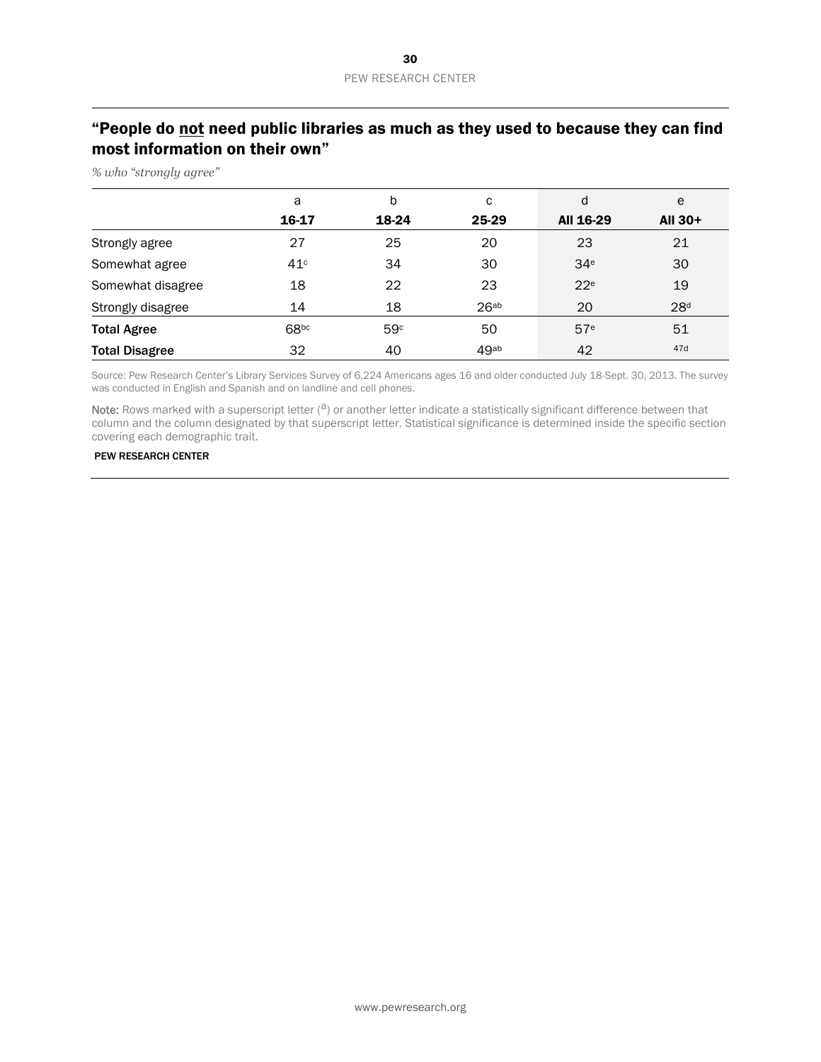## “People do <u>not</u> need public libraries as much as they used to because they can find most information on their own”

*% who “strongly agree”*

| | a | b | c | d | e |
|---|---|---|---|---|---|
| | **16-17** | **18-24** | **25-29** | **All 16-29** | **All 30+** |
| Strongly agree | 27 | 25 | 20 | 23 | 21 |
| Somewhat agree | 41[c] | 34 | 30 | 34[e] | 30 |
| Somewhat disagree | 18 | 22 | 23 | 22[e] | 19 |
| Strongly disagree | 14 | 18 | 26[ab] | 20 | 28[d] |
| **Total Agree** | 68[bc] | 59[c] | 50 | 57[e] | 51 |
| **Total Disagree** | 32 | 40 | 49[ab] | 42 | 47d |

Source: Pew Research Center’s Library Services Survey of 6,224 Americans ages 16 and older conducted July 18-Sept. 30, 2013. The survey was conducted in English and Spanish and on landline and cell phones.

Note: Rows marked with a superscript letter ([a]) or another letter indicate a statistically significant difference between that column and the column designated by that superscript letter. Statistical significance is determined inside the specific section covering each demographic trait.

PEW RESEARCH CENTER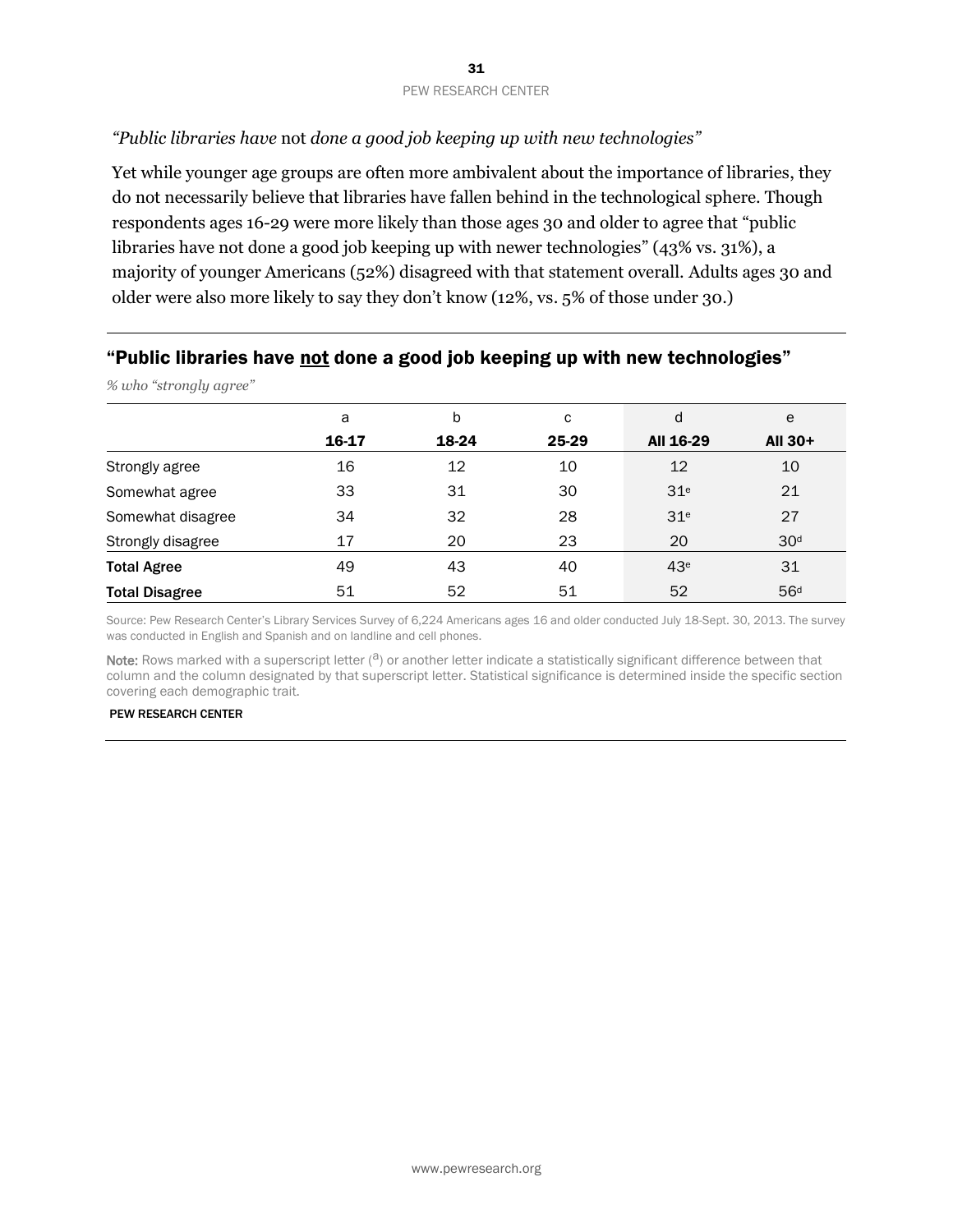*"Public libraries have* not *done a good job keeping up with new technologies"*

Yet while younger age groups are often more ambivalent about the importance of libraries, they do not necessarily believe that libraries have fallen behind in the technological sphere. Though respondents ages 16-29 were more likely than those ages 30 and older to agree that "public libraries have not done a good job keeping up with newer technologies" (43% vs. 31%), a majority of younger Americans (52%) disagreed with that statement overall. Adults ages 30 and older were also more likely to say they don't know (12%, vs. 5% of those under 30.)

## "Public libraries have not done a good job keeping up with new technologies"

*% who "strongly agree"*

| | a | b | c | d | e |
|---|---|---|---|---|---|
| | **16-17** | **18-24** | **25-29** | **All 16-29** | **All 30+** |
| Strongly agree | 16 | 12 | 10 | 12 | 10 |
| Somewhat agree | 33 | 31 | 30 | 31[e] | 21 |
| Somewhat disagree | 34 | 32 | 28 | 31[e] | 27 |
| Strongly disagree | 17 | 20 | 23 | 20 | 30[d] |
| **Total Agree** | 49 | 43 | 40 | 43[e] | 31 |
| **Total Disagree** | 51 | 52 | 51 | 52 | 56[d] |

Source: Pew Research Center's Library Services Survey of 6,224 Americans ages 16 and older conducted July 18-Sept. 30, 2013. The survey was conducted in English and Spanish and on landline and cell phones.

Note: Rows marked with a superscript letter ([a]) or another letter indicate a statistically significant difference between that column and the column designated by that superscript letter. Statistical significance is determined inside the specific section covering each demographic trait.

PEW RESEARCH CENTER